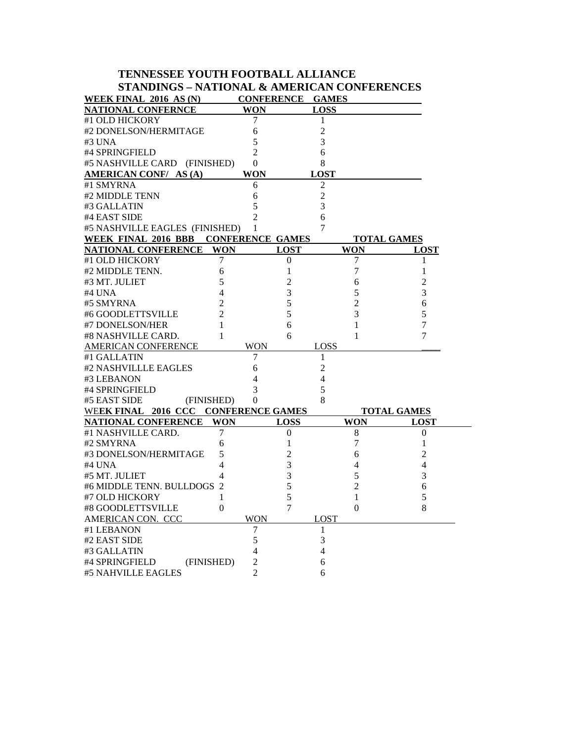# TENNESSEE YOUTH FOOTBALL ALLIANCE
## STANDINGS – NATIONAL & AMERICAN CONFERENCES

**WEEK FINAL 2016 AS (N) CONFERENCE GAMES**

| NATIONAL CONFERNCE | WON | LOSS |
|---|---|---|
| #1 OLD HICKORY | 7 | 1 |
| #2 DONELSON/HERMITAGE | 6 | 2 |
| #3 UNA | 5 | 3 |
| #4 SPRINGFIELD | 2 | 6 |
| #5 NASHVILLE CARD (FINISHED) | 0 | 8 |

| AMERICAN CONF/ AS (A) | WON | LOST |
|---|---|---|
| #1 SMYRNA | 6 | 2 |
| #2 MIDDLE TENN | 6 | 2 |
| #3 GALLATIN | 5 | 3 |
| #4 EAST SIDE | 2 | 6 |
| #5 NASHVILLE EAGLES (FINISHED) | 1 | 7 |

**WEEK FINAL 2016 BBB CONFERENCE GAMES / TOTAL GAMES**

| NATIONAL CONFERENCE | WON | LOST | WON | LOST |
|---|---|---|---|---|
| #1 OLD HICKORY | 7 | 0 | 7 | 1 |
| #2 MIDDLE TENN. | 6 | 1 | 7 | 1 |
| #3 MT. JULIET | 5 | 2 | 6 | 2 |
| #4 UNA | 4 | 3 | 5 | 3 |
| #5 SMYRNA | 2 | 5 | 2 | 6 |
| #6 GOODLETTSVILLE | 2 | 5 | 3 | 5 |
| #7 DONELSON/HER | 1 | 6 | 1 | 7 |
| #8 NASHVILLE CARD. | 1 | 6 | 1 | 7 |

| AMERICAN CONFERENCE | WON | LOSS |
|---|---|---|
| #1 GALLATIN | 7 | 1 |
| #2 NASHVILLLE EAGLES | 6 | 2 |
| #3 LEBANON | 4 | 4 |
| #4 SPRINGFIELD | 3 | 5 |
| #5 EAST SIDE (FINISHED) | 0 | 8 |

**WEEK FINAL 2016 CCC CONFERENCE GAMES / TOTAL GAMES**

| NATIONAL CONFERENCE | WON | LOSS | WON | LOST |
|---|---|---|---|---|
| #1 NASHVILLE CARD. | 7 | 0 | 8 | 0 |
| #2 SMYRNA | 6 | 1 | 7 | 1 |
| #3 DONELSON/HERMITAGE | 5 | 2 | 6 | 2 |
| #4 UNA | 4 | 3 | 4 | 4 |
| #5 MT. JULIET | 4 | 3 | 5 | 3 |
| #6 MIDDLE TENN. BULLDOGS | 2 | 5 | 2 | 6 |
| #7 OLD HICKORY | 1 | 5 | 1 | 5 |
| #8 GOODLETTSVILLE | 0 | 7 | 0 | 8 |

| AMERICAN CON. CCC | WON | LOST |
|---|---|---|
| #1 LEBANON | 7 | 1 |
| #2 EAST SIDE | 5 | 3 |
| #3 GALLATIN | 4 | 4 |
| #4 SPRINGFIELD (FINISHED) | 2 | 6 |
| #5 NAHVILLE EAGLES | 2 | 6 |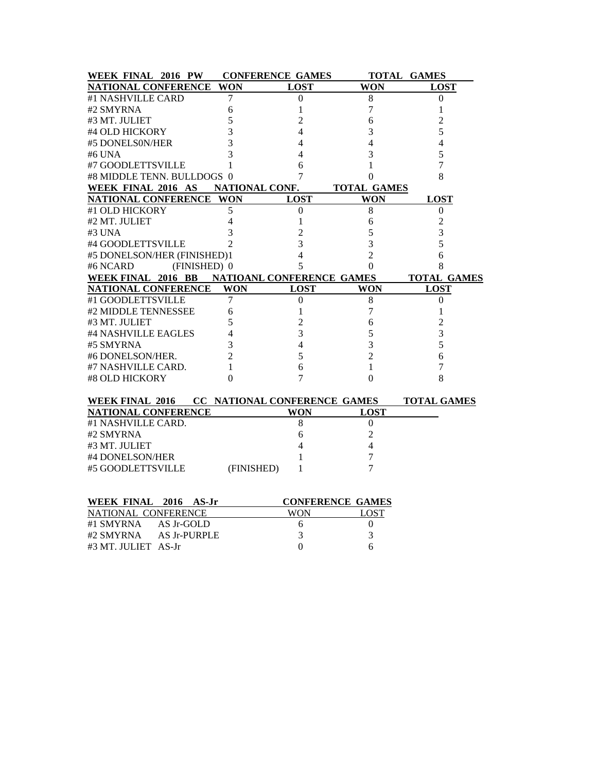| WEEK FINAL 2016 PW | CONFERENCE GAMES | | TOTAL GAMES | |
|---|---|---|---|---|
| **NATIONAL CONFERENCE** | **WON** | **LOST** | **WON** | **LOST** |
| #1 NASHVILLE CARD | 7 | 0 | 8 | 0 |
| #2 SMYRNA | 6 | 1 | 7 | 1 |
| #3 MT. JULIET | 5 | 2 | 6 | 2 |
| #4 OLD HICKORY | 3 | 4 | 3 | 5 |
| #5 DONELS0N/HER | 3 | 4 | 4 | 4 |
| #6 UNA | 3 | 4 | 3 | 5 |
| #7 GOODLETTSVILLE | 1 | 6 | 1 | 7 |
| #8 MIDDLE TENN. BULLDOGS | 0 | 7 | 0 | 8 |

| WEEK FINAL 2016 AS | NATIONAL CONF. | | TOTAL GAMES | |
|---|---|---|---|---|
| **NATIONAL CONFERENCE** | **WON** | **LOST** | **WON** | **LOST** |
| #1 OLD HICKORY | 5 | 0 | 8 | 0 |
| #2 MT. JULIET | 4 | 1 | 6 | 2 |
| #3 UNA | 3 | 2 | 5 | 3 |
| #4 GOODLETTSVILLE | 2 | 3 | 3 | 5 |
| #5 DONELSON/HER (FINISHED) | 1 | 4 | 2 | 6 |
| #6 NCARD (FINISHED) | 0 | 5 | 0 | 8 |

| WEEK FINAL 2016 BB | NATIOANL CONFERENCE GAMES | | TOTAL GAMES | |
|---|---|---|---|---|
| **NATIONAL CONFERENCE** | **WON** | **LOST** | **WON** | **LOST** |
| #1 GOODLETTSVILLE | 7 | 0 | 8 | 0 |
| #2 MIDDLE TENNESSEE | 6 | 1 | 7 | 1 |
| #3 MT. JULIET | 5 | 2 | 6 | 2 |
| #4 NASHVILLE EAGLES | 4 | 3 | 5 | 3 |
| #5 SMYRNA | 3 | 4 | 3 | 5 |
| #6 DONELSON/HER. | 2 | 5 | 2 | 6 |
| #7 NASHVILLE CARD. | 1 | 6 | 1 | 7 |
| #8 OLD HICKORY | 0 | 7 | 0 | 8 |

| WEEK FINAL 2016 CC NATIONAL CONFERENCE GAMES | | | TOTAL GAMES |
|---|---|---|---|
| **NATIONAL CONFERENCE** | **WON** | **LOST** | |
| #1 NASHVILLE CARD. | 8 | 0 | |
| #2 SMYRNA | 6 | 2 | |
| #3 MT. JULIET | 4 | 4 | |
| #4 DONELSON/HER | 1 | 7 | |
| #5 GOODLETTSVILLE (FINISHED) | 1 | 7 | |

| WEEK FINAL 2016 AS-Jr | CONFERENCE GAMES | |
|---|---|---|
| NATIONAL CONFERENCE | WON | LOST |
| #1 SMYRNA AS Jr-GOLD | 6 | 0 |
| #2 SMYRNA AS Jr-PURPLE | 3 | 3 |
| #3 MT. JULIET AS-Jr | 0 | 6 |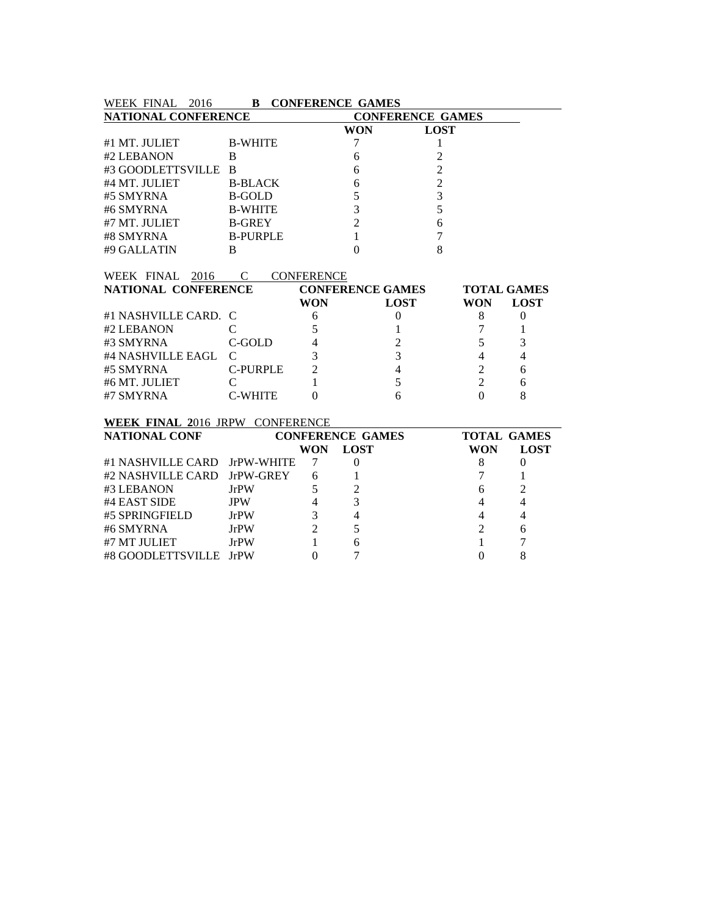WEEK FINAL 2016 **B CONFERENCE GAMES**

| **NATIONAL CONFERENCE** | | **CONFERENCE GAMES** | |
|---|---|---|---|
| | | **WON** | **LOST** |
| #1 MT. JULIET | B-WHITE | 7 | 1 |
| #2 LEBANON | B | 6 | 2 |
| #3 GOODLETTSVILLE | B | 6 | 2 |
| #4 MT. JULIET | B-BLACK | 6 | 2 |
| #5 SMYRNA | B-GOLD | 5 | 3 |
| #6 SMYRNA | B-WHITE | 3 | 5 |
| #7 MT. JULIET | B-GREY | 2 | 6 |
| #8 SMYRNA | B-PURPLE | 1 | 7 |
| #9 GALLATIN | B | 0 | 8 |

WEEK FINAL 2016 C CONFERENCE

| **NATIONAL CONFERENCE** | | **CONFERENCE GAMES** | | **TOTAL GAMES** | |
|---|---|---|---|---|---|
| | | **WON** | **LOST** | **WON** | **LOST** |
| #1 NASHVILLE CARD. | C | 6 | 0 | 8 | 0 |
| #2 LEBANON | C | 5 | 1 | 7 | 1 |
| #3 SMYRNA | C-GOLD | 4 | 2 | 5 | 3 |
| #4 NASHVILLE EAGL | C | 3 | 3 | 4 | 4 |
| #5 SMYRNA | C-PURPLE | 2 | 4 | 2 | 6 |
| #6 MT. JULIET | C | 1 | 5 | 2 | 6 |
| #7 SMYRNA | C-WHITE | 0 | 6 | 0 | 8 |

**WEEK FINAL 2**016 JRPW CONFERENCE

| **NATIONAL CONF** | | **CONFERENCE GAMES** | | **TOTAL GAMES** | |
|---|---|---|---|---|---|
| | | **WON** | **LOST** | **WON** | **LOST** |
| #1 NASHVILLE CARD | JrPW-WHITE | 7 | 0 | 8 | 0 |
| #2 NASHVILLE CARD | JrPW-GREY | 6 | 1 | 7 | 1 |
| #3 LEBANON | JrPW | 5 | 2 | 6 | 2 |
| #4 EAST SIDE | JPW | 4 | 3 | 4 | 4 |
| #5 SPRINGFIELD | JrPW | 3 | 4 | 4 | 4 |
| #6 SMYRNA | JrPW | 2 | 5 | 2 | 6 |
| #7 MT JULIET | JrPW | 1 | 6 | 1 | 7 |
| #8 GOODLETTSVILLE | JrPW | 0 | 7 | 0 | 8 |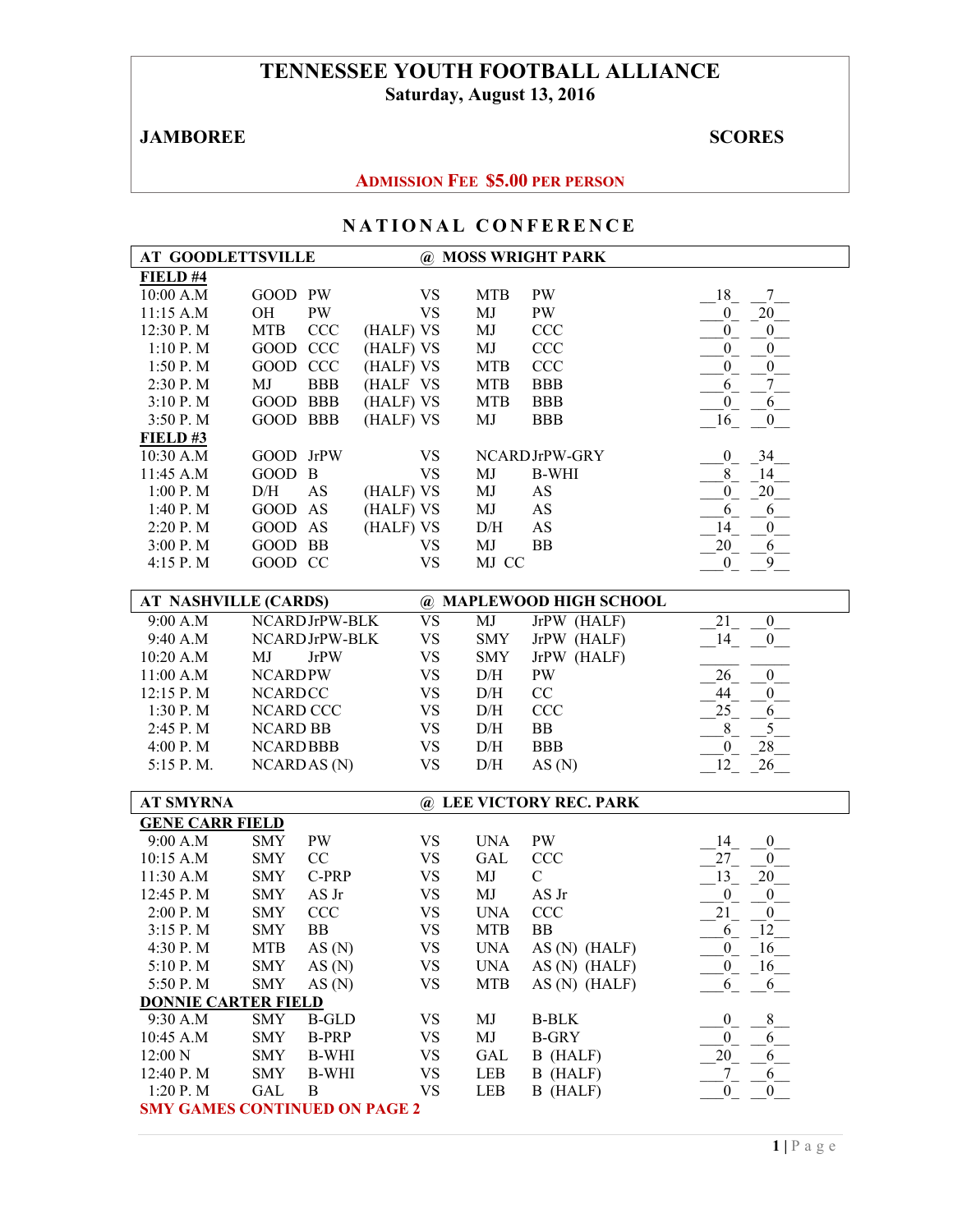# TENNESSEE YOUTH FOOTBALL ALLIANCE

**Saturday, August 13, 2016**

**JAMBOREE** | **SCORES**

**ADMISSION FEE $5.00 PER PERSON**

## NATIONAL CONFERENCE

### AT GOODLETTSVILLE @ MOSS WRIGHT PARK

**FIELD #4**

| Time | Team | Division | | | Team | Division | Score 1 | Score 2 |
|---|---|---|---|---|---|---|---|---|
| 10:00 A.M | GOOD | PW | | VS | MTB | PW | 18 | 7 |
| 11:15 A.M | OH | PW | | VS | MJ | PW | 0 | 20 |
| 12:30 P. M | MTB | CCC | (HALF) | VS | MJ | CCC | 0 | 0 |
| 1:10 P. M | GOOD | CCC | (HALF) | VS | MJ | CCC | 0 | 0 |
| 1:50 P. M | GOOD | CCC | (HALF) | VS | MTB | CCC | 0 | 0 |
| 2:30 P. M | MJ | BBB | (HALF | VS | MTB | BBB | 6 | 7 |
| 3:10 P. M | GOOD | BBB | (HALF) | VS | MTB | BBB | 0 | 6 |
| 3:50 P. M | GOOD | BBB | (HALF) | VS | MJ | BBB | 16 | 0 |

**FIELD #3**

| Time | Team | Division | | | Team | Division | Score 1 | Score 2 |
|---|---|---|---|---|---|---|---|---|
| 10:30 A.M | GOOD | JrPW | | VS | NCARD | JrPW-GRY | 0 | 34 |
| 11:45 A.M | GOOD | B | | VS | MJ | B-WHI | 8 | 14 |
| 1:00 P. M | D/H | AS | (HALF) | VS | MJ | AS | 0 | 20 |
| 1:40 P. M | GOOD | AS | (HALF) | VS | MJ | AS | 6 | 6 |
| 2:20 P. M | GOOD | AS | (HALF) | VS | D/H | AS | 14 | 0 |
| 3:00 P. M | GOOD | BB | | VS | MJ | BB | 20 | 6 |
| 4:15 P. M | GOOD | CC | | VS | MJ | CC | 0 | 9 |

### AT NASHVILLE (CARDS) @ MAPLEWOOD HIGH SCHOOL

| Time | Team | Division | | Team | Division | Score 1 | Score 2 |
|---|---|---|---|---|---|---|---|
| 9:00 A.M | NCARD | JrPW-BLK | VS | MJ | JrPW (HALF) | 21 | 0 |
| 9:40 A.M | NCARD | JrPW-BLK | VS | SMY | JrPW (HALF) | 14 | 0 |
| 10:20 A.M | MJ | JrPW | VS | SMY | JrPW (HALF) | | |
| 11:00 A.M | NCARD | PW | VS | D/H | PW | 26 | 0 |
| 12:15 P. M | NCARD | CC | VS | D/H | CC | 44 | 0 |
| 1:30 P. M | NCARD | CCC | VS | D/H | CCC | 25 | 6 |
| 2:45 P. M | NCARD | BB | VS | D/H | BB | 8 | 5 |
| 4:00 P. M | NCARD | BBB | VS | D/H | BBB | 0 | 28 |
| 5:15 P. M. | NCARD | AS (N) | VS | D/H | AS (N) | 12 | 26 |

### AT SMYRNA @ LEE VICTORY REC. PARK

**GENE CARR FIELD**

| Time | Team | Division | | Team | Division | Score 1 | Score 2 |
|---|---|---|---|---|---|---|---|
| 9:00 A.M | SMY | PW | VS | UNA | PW | 14 | 0 |
| 10:15 A.M | SMY | CC | VS | GAL | CCC | 27 | 0 |
| 11:30 A.M | SMY | C-PRP | VS | MJ | C | 13 | 20 |
| 12:45 P. M | SMY | AS Jr | VS | MJ | AS Jr | 0 | 0 |
| 2:00 P. M | SMY | CCC | VS | UNA | CCC | 21 | 0 |
| 3:15 P. M | SMY | BB | VS | MTB | BB | 6 | 12 |
| 4:30 P. M | MTB | AS (N) | VS | UNA | AS (N) (HALF) | 0 | 16 |
| 5:10 P. M | SMY | AS (N) | VS | UNA | AS (N) (HALF) | 0 | 16 |
| 5:50 P. M | SMY | AS (N) | VS | MTB | AS (N) (HALF) | 6 | 6 |

**DONNIE CARTER FIELD**

| Time | Team | Division | | Team | Division | Score 1 | Score 2 |
|---|---|---|---|---|---|---|---|
| 9:30 A.M | SMY | B-GLD | VS | MJ | B-BLK | 0 | 8 |
| 10:45 A.M | SMY | B-PRP | VS | MJ | B-GRY | 0 | 6 |
| 12:00 N | SMY | B-WHI | VS | GAL | B (HALF) | 20 | 6 |
| 12:40 P. M | SMY | B-WHI | VS | LEB | B (HALF) | 7 | 6 |
| 1:20 P. M | GAL | B | VS | LEB | B (HALF) | 0 | 0 |

**SMY GAMES CONTINUED ON PAGE 2**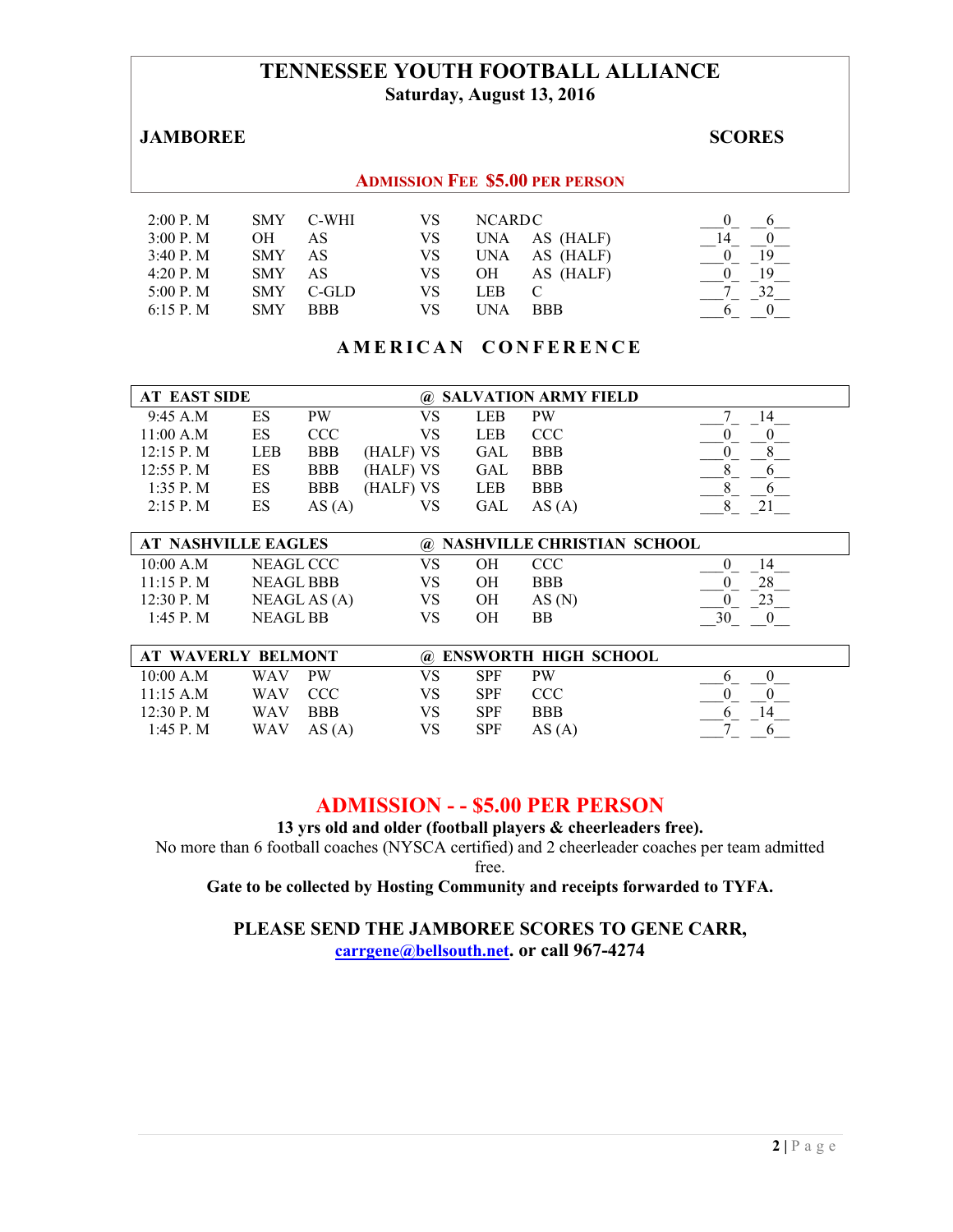# TENNESSEE YOUTH FOOTBALL ALLIANCE

**Saturday, August 13, 2016**

**JAMBOREE** **SCORES**

**ADMISSION FEE $5.00 PER PERSON**

| Time | Team | Division | | Opponent | Division | Score | |
|---|---|---|---|---|---|---|---|
| 2:00 P. M | SMY | C-WHI | VS | NCARD | C | 0 | 6 |
| 3:00 P. M | OH | AS | VS | UNA | AS (HALF) | 14 | 0 |
| 3:40 P. M | SMY | AS | VS | UNA | AS (HALF) | 0 | 19 |
| 4:20 P. M | SMY | AS | VS | OH | AS (HALF) | 0 | 19 |
| 5:00 P. M | SMY | C-GLD | VS | LEB | C | 7 | 32 |
| 6:15 P. M | SMY | BBB | VS | UNA | BBB | 6 | 0 |

## AMERICAN CONFERENCE

**AT EAST SIDE @ SALVATION ARMY FIELD**

| Time | Team | Division | | | Opponent | Division | Score | |
|---|---|---|---|---|---|---|---|---|
| 9:45 A.M | ES | PW | | VS | LEB | PW | 7 | 14 |
| 11:00 A.M | ES | CCC | | VS | LEB | CCC | 0 | 0 |
| 12:15 P. M | LEB | BBB | (HALF) | VS | GAL | BBB | 0 | 8 |
| 12:55 P. M | ES | BBB | (HALF) | VS | GAL | BBB | 8 | 6 |
| 1:35 P. M | ES | BBB | (HALF) | VS | LEB | BBB | 8 | 6 |
| 2:15 P. M | ES | AS (A) | | VS | GAL | AS (A) | 8 | 21 |

**AT NASHVILLE EAGLES @ NASHVILLE CHRISTIAN SCHOOL**

| Time | Team | Division | | Opponent | Division | Score | |
|---|---|---|---|---|---|---|---|
| 10:00 A.M | NEAGL | CCC | VS | OH | CCC | 0 | 14 |
| 11:15 P. M | NEAGL | BBB | VS | OH | BBB | 0 | 28 |
| 12:30 P. M | NEAGL | AS (A) | VS | OH | AS (N) | 0 | 23 |
| 1:45 P. M | NEAGL | BB | VS | OH | BB | 30 | 0 |

**AT WAVERLY BELMONT @ ENSWORTH HIGH SCHOOL**

| Time | Team | Division | | Opponent | Division | Score | |
|---|---|---|---|---|---|---|---|
| 10:00 A.M | WAV | PW | VS | SPF | PW | 6 | 0 |
| 11:15 A.M | WAV | CCC | VS | SPF | CCC | 0 | 0 |
| 12:30 P. M | WAV | BBB | VS | SPF | BBB | 6 | 14 |
| 1:45 P. M | WAV | AS (A) | VS | SPF | AS (A) | 7 | 6 |

## ADMISSION - - $5.00 PER PERSON

**13 yrs old and older (football players & cheerleaders free).**

No more than 6 football coaches (NYSCA certified) and 2 cheerleader coaches per team admitted free.

**Gate to be collected by Hosting Community and receipts forwarded to TYFA.**

**PLEASE SEND THE JAMBOREE SCORES TO GENE CARR,**
**carrgene@bellsouth.net. or call 967-4274**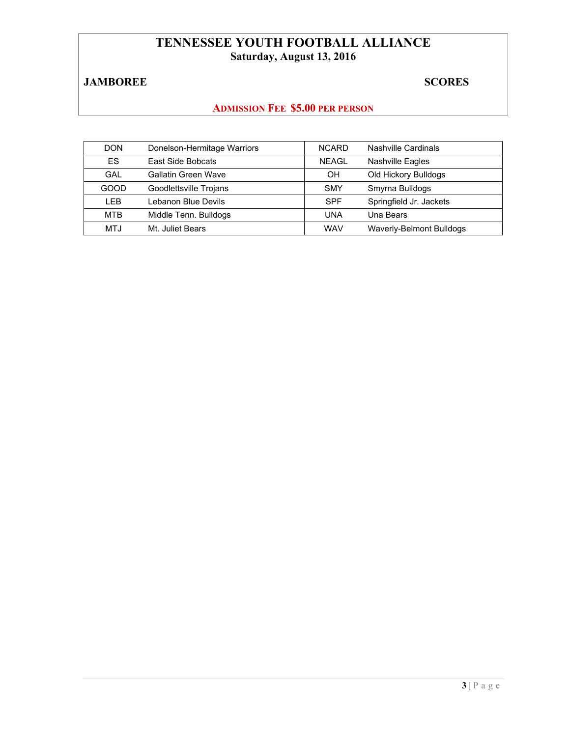# TENNESSEE YOUTH FOOTBALL ALLIANCE

**Saturday, August 13, 2016**

**JAMBOREE** **SCORES**

**ADMISSION FEE $5.00 PER PERSON**

| | | | |
|---|---|---|---|
| DON | Donelson-Hermitage Warriors | NCARD | Nashville Cardinals |
| ES | East Side Bobcats | NEAGL | Nashville Eagles |
| GAL | Gallatin Green Wave | OH | Old Hickory Bulldogs |
| GOOD | Goodlettsville Trojans | SMY | Smyrna Bulldogs |
| LEB | Lebanon Blue Devils | SPF | Springfield Jr. Jackets |
| MTB | Middle Tenn. Bulldogs | UNA | Una Bears |
| MTJ | Mt. Juliet Bears | WAV | Waverly-Belmont Bulldogs |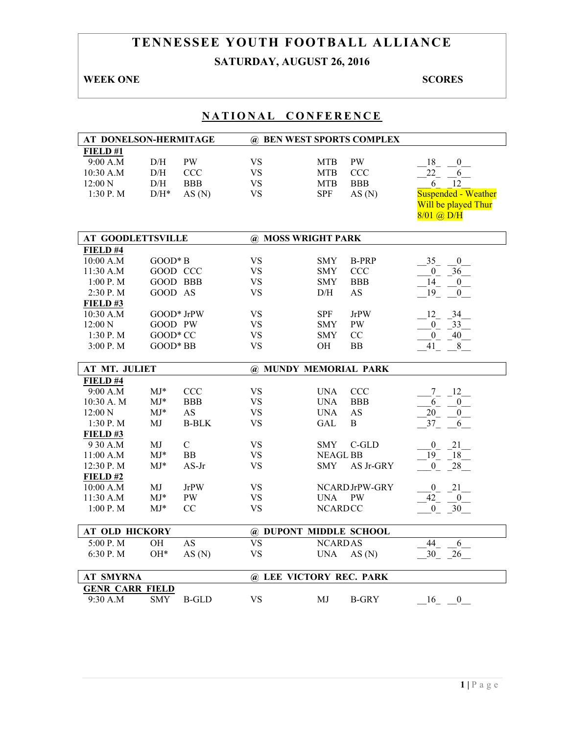# TENNESSEE YOUTH FOOTBALL ALLIANCE

## SATURDAY, AUGUST 26, 2016

**WEEK ONE** **SCORES**

## NATIONAL CONFERENCE

| AT DONELSON-HERMITAGE | | | | @ BEN WEST SPORTS COMPLEX | | |
|---|---|---|---|---|---|---|
| **FIELD #1** | | | | | | |
| 9:00 A.M | D/H | PW | VS | MTB | PW | 18 0 |
| 10:30 A.M | D/H | CCC | VS | MTB | CCC | 22 6 |
| 12:00 N | D/H | BBB | VS | MTB | BBB | 6 12 |
| 1:30 P. M | D/H* | AS (N) | VS | SPF | AS (N) | Suspended - Weather Will be played Thur 8/01 @ D/H |

| AT GOODLETTSVILLE | | | | @ MOSS WRIGHT PARK | | |
|---|---|---|---|---|---|---|
| **FIELD #4** | | | | | | |
| 10:00 A.M | GOOD* | B | VS | SMY | B-PRP | 35 0 |
| 11:30 A.M | GOOD | CCC | VS | SMY | CCC | 0 36 |
| 1:00 P. M | GOOD | BBB | VS | SMY | BBB | 14 0 |
| 2:30 P. M | GOOD | AS | VS | D/H | AS | 19 0 |
| **FIELD #3** | | | | | | |
| 10:30 A.M | GOOD* | JrPW | VS | SPF | JrPW | 12 34 |
| 12:00 N | GOOD | PW | VS | SMY | PW | 0 33 |
| 1:30 P. M | GOOD* | CC | VS | SMY | CC | 0 40 |
| 3:00 P. M | GOOD* | BB | VS | OH | BB | 41 8 |

| AT MT. JULIET | | | | @ MUNDY MEMORIAL PARK | | |
|---|---|---|---|---|---|---|
| **FIELD #4** | | | | | | |
| 9:00 A.M | MJ* | CCC | VS | UNA | CCC | 7 12 |
| 10:30 A. M | MJ* | BBB | VS | UNA | BBB | 6 0 |
| 12:00 N | MJ* | AS | VS | UNA | AS | 20 0 |
| 1:30 P. M | MJ | B-BLK | VS | GAL | B | 37 6 |
| **FIELD #3** | | | | | | |
| 9 30 A.M | MJ | C | VS | SMY | C-GLD | 0 21 |
| 11:00 A.M | MJ* | BB | VS | NEAGL | BB | 19 18 |
| 12:30 P. M | MJ* | AS-Jr | VS | SMY | AS Jr-GRY | 0 28 |
| **FIELD #2** | | | | | | |
| 10:00 A.M | MJ | JrPW | VS | NCARD | JrPW-GRY | 0 21 |
| 11:30 A.M | MJ* | PW | VS | UNA | PW | 42 0 |
| 1:00 P. M | MJ* | CC | VS | NCARD | CC | 0 30 |

| AT OLD HICKORY | | | | @ DUPONT MIDDLE SCHOOL | | |
|---|---|---|---|---|---|---|
| 5:00 P. M | OH | AS | VS | NCARD | AS | 44 6 |
| 6:30 P. M | OH* | AS (N) | VS | UNA | AS (N) | 30 26 |

| AT SMYRNA | | | | @ LEE VICTORY REC. PARK | | |
|---|---|---|---|---|---|---|
| **GENR CARR FIELD** | | | | | | |
| 9:30 A.M | SMY | B-GLD | VS | MJ | B-GRY | 16 0 |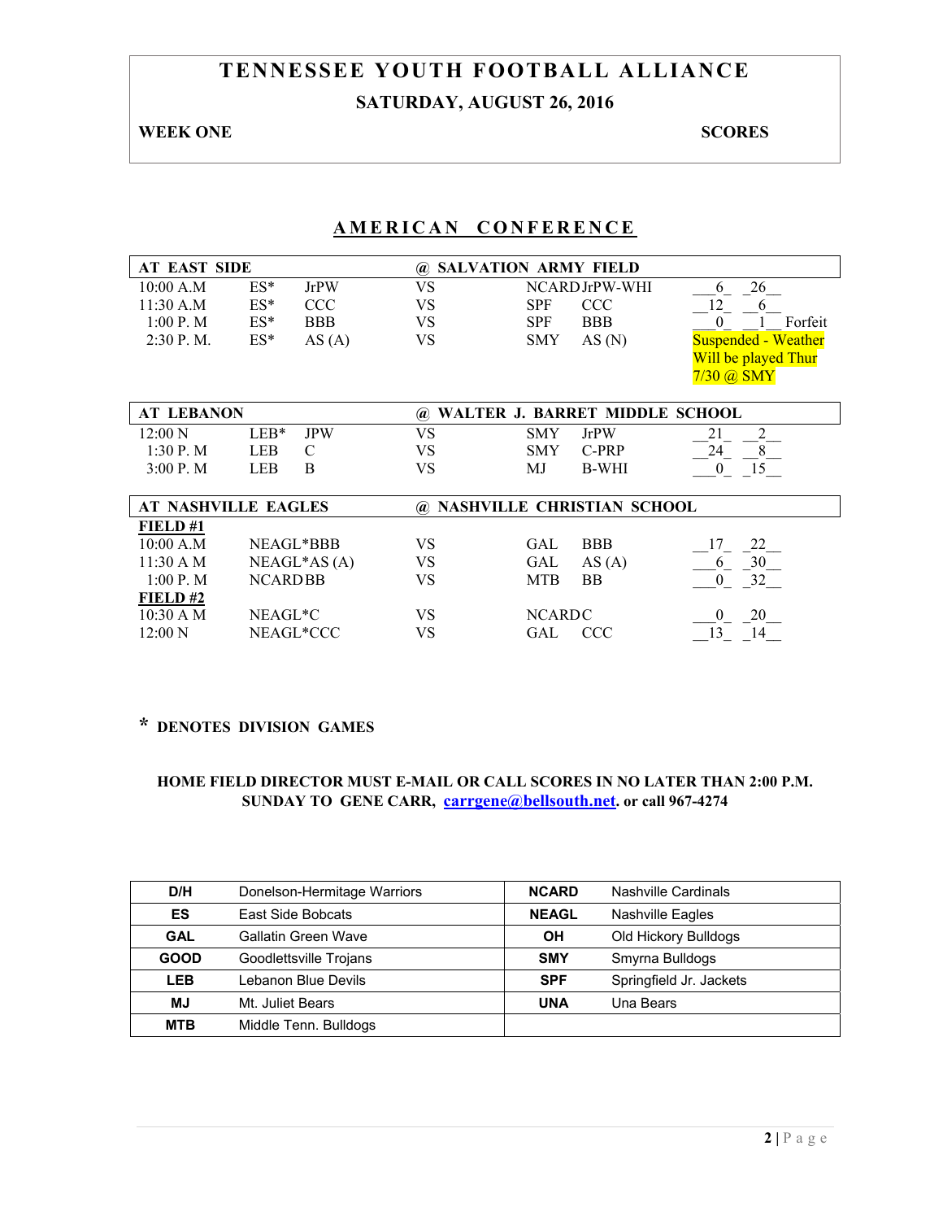# TENNESSEE YOUTH FOOTBALL ALLIANCE

## SATURDAY, AUGUST 26, 2016

**WEEK ONE** **SCORES**

## AMERICAN CONFERENCE

| AT EAST SIDE | | | @ SALVATION ARMY FIELD | | | |
|---|---|---|---|---|---|---|
| 10:00 A.M | ES* | JrPW | VS | NCARD | JrPW-WHI | 6 26 |
| 11:30 A.M | ES* | CCC | VS | SPF | CCC | 12 6 |
| 1:00 P. M | ES* | BBB | VS | SPF | BBB | 0 1 Forfeit |
| 2:30 P. M. | ES* | AS (A) | VS | SMY | AS (N) | Suspended - Weather Will be played Thur 7/30 @ SMY |

| AT LEBANON | | | @ WALTER J. BARRET MIDDLE SCHOOL | | | |
|---|---|---|---|---|---|---|
| 12:00 N | LEB* | JPW | VS | SMY | JrPW | 21 2 |
| 1:30 P. M | LEB | C | VS | SMY | C-PRP | 24 8 |
| 3:00 P. M | LEB | B | VS | MJ | B-WHI | 0 15 |

| AT NASHVILLE EAGLES | | @ NASHVILLE CHRISTIAN SCHOOL | | | |
|---|---|---|---|---|---|
| **FIELD #1** | | | | | |
| 10:00 A.M | NEAGL*BBB | VS | GAL | BBB | 17 22 |
| 11:30 A M | NEAGL*AS (A) | VS | GAL | AS (A) | 6 30 |
| 1:00 P. M | NCARD BB | VS | MTB | BB | 0 32 |
| **FIELD #2** | | | | | |
| 10:30 A M | NEAGL*C | VS | NCARD | C | 0 20 |
| 12:00 N | NEAGL*CCC | VS | GAL | CCC | 13 14 |

**\* DENOTES DIVISION GAMES**

**HOME FIELD DIRECTOR MUST E-MAIL OR CALL SCORES IN NO LATER THAN 2:00 P.M. SUNDAY TO GENE CARR, carrgene@bellsouth.net. or call 967-4274**

| D/H | Donelson-Hermitage Warriors | NCARD | Nashville Cardinals |
|---|---|---|---|
| ES | East Side Bobcats | NEAGL | Nashville Eagles |
| GAL | Gallatin Green Wave | OH | Old Hickory Bulldogs |
| GOOD | Goodlettsville Trojans | SMY | Smyrna Bulldogs |
| LEB | Lebanon Blue Devils | SPF | Springfield Jr. Jackets |
| MJ | Mt. Juliet Bears | UNA | Una Bears |
| MTB | Middle Tenn. Bulldogs | | |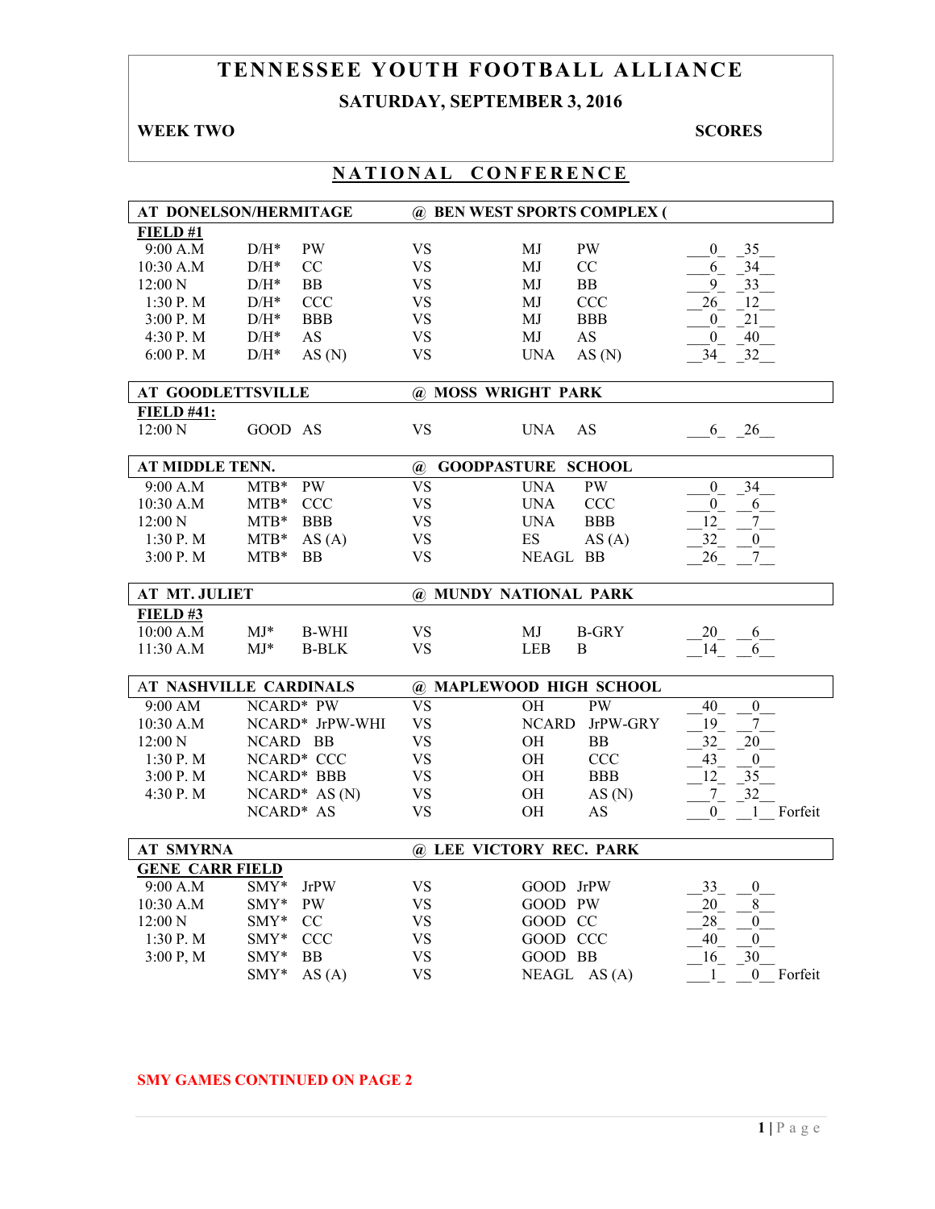# TENNESSEE YOUTH FOOTBALL ALLIANCE

## SATURDAY, SEPTEMBER 3, 2016

**WEEK TWO** **SCORES**

## NATIONAL CONFERENCE

| AT DONELSON/HERMITAGE | | | @ BEN WEST SPORTS COMPLEX ( | | | |
|---|---|---|---|---|---|---|
| **FIELD #1** | | | | | | |
| 9:00 A.M | D/H* | PW | VS | MJ | PW | 0 35 |
| 10:30 A.M | D/H* | CC | VS | MJ | CC | 6 34 |
| 12:00 N | D/H* | BB | VS | MJ | BB | 9 33 |
| 1:30 P. M | D/H* | CCC | VS | MJ | CCC | 26 12 |
| 3:00 P. M | D/H* | BBB | VS | MJ | BBB | 0 21 |
| 4:30 P. M | D/H* | AS | VS | MJ | AS | 0 40 |
| 6:00 P. M | D/H* | AS (N) | VS | UNA | AS (N) | 34 32 |

| AT GOODLETTSVILLE | | | @ MOSS WRIGHT PARK | | | |
|---|---|---|---|---|---|---|
| **FIELD #41:** | | | | | | |
| 12:00 N | GOOD | AS | VS | UNA | AS | 6 26 |

| AT MIDDLE TENN. | | | @ GOODPASTURE SCHOOL | | | |
|---|---|---|---|---|---|---|
| 9:00 A.M | MTB* | PW | VS | UNA | PW | 0 34 |
| 10:30 A.M | MTB* | CCC | VS | UNA | CCC | 0 6 |
| 12:00 N | MTB* | BBB | VS | UNA | BBB | 12 7 |
| 1:30 P. M | MTB* | AS (A) | VS | ES | AS (A) | 32 0 |
| 3:00 P. M | MTB* | BB | VS | NEAGL | BB | 26 7 |

| AT MT. JULIET | | | @ MUNDY NATIONAL PARK | | | |
|---|---|---|---|---|---|---|
| **FIELD #3** | | | | | | |
| 10:00 A.M | MJ* | B-WHI | VS | MJ | B-GRY | 20 6 |
| 11:30 A.M | MJ* | B-BLK | VS | LEB | B | 14 6 |

| AT NASHVILLE CARDINALS | | | @ MAPLEWOOD HIGH SCHOOL | | | |
|---|---|---|---|---|---|---|
| 9:00 AM | NCARD* | PW | VS | OH | PW | 40 0 |
| 10:30 A.M | NCARD* | JrPW-WHI | VS | NCARD | JrPW-GRY | 19 7 |
| 12:00 N | NCARD | BB | VS | OH | BB | 32 20 |
| 1:30 P. M | NCARD* | CCC | VS | OH | CCC | 43 0 |
| 3:00 P. M | NCARD* | BBB | VS | OH | BBB | 12 35 |
| 4:30 P. M | NCARD* | AS (N) | VS | OH | AS (N) | 7 32 |
| | NCARD* | AS | VS | OH | AS | 0 1 Forfeit |

| AT SMYRNA | | | @ LEE VICTORY REC. PARK | | | |
|---|---|---|---|---|---|---|
| **GENE CARR FIELD** | | | | | | |
| 9:00 A.M | SMY* | JrPW | VS | GOOD | JrPW | 33 0 |
| 10:30 A.M | SMY* | PW | VS | GOOD | PW | 20 8 |
| 12:00 N | SMY* | CC | VS | GOOD | CC | 28 0 |
| 1:30 P. M | SMY* | CCC | VS | GOOD | CCC | 40 0 |
| 3:00 P, M | SMY* | BB | VS | GOOD | BB | 16 30 |
| | SMY* | AS (A) | VS | NEAGL | AS (A) | 1 0 Forfeit |

**SMY GAMES CONTINUED ON PAGE 2**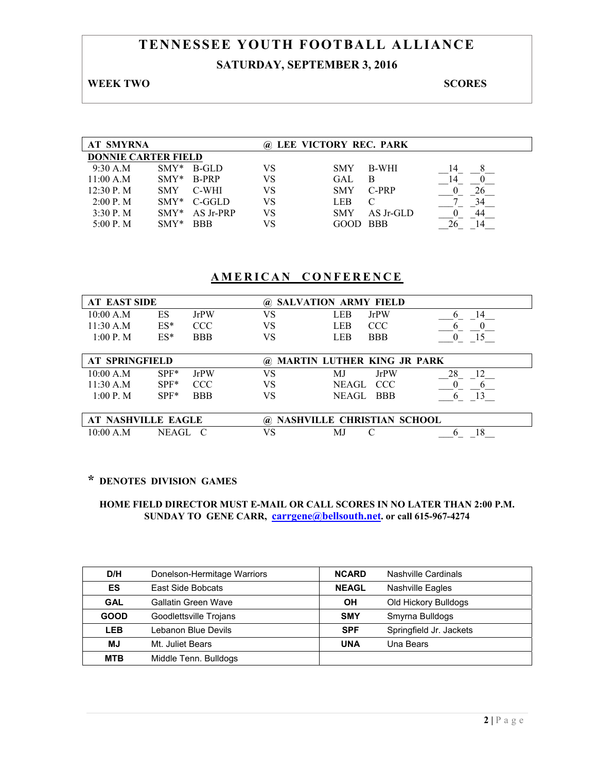# TENNESSEE YOUTH FOOTBALL ALLIANCE

## SATURDAY, SEPTEMBER 3, 2016

**WEEK TWO** **SCORES**

| AT SMYRNA | | | @ LEE VICTORY REC. PARK | | | | |
|---|---|---|---|---|---|---|---|
| **DONNIE CARTER FIELD** | | | | | | | |
| 9:30 A.M | SMY* | B-GLD | VS | SMY | B-WHI | 14 | 8 |
| 11:00 A.M | SMY* | B-PRP | VS | GAL | B | 14 | 0 |
| 12:30 P. M | SMY | C-WHI | VS | SMY | C-PRP | 0 | 26 |
| 2:00 P. M | SMY* | C-GGLD | VS | LEB | C | 7 | 34 |
| 3:30 P. M | SMY* | AS Jr-PRP | VS | SMY | AS Jr-GLD | 0 | 44 |
| 5:00 P. M | SMY* | BBB | VS | GOOD | BBB | 26 | 14 |

## AMERICAN CONFERENCE

| AT EAST SIDE | | | @ SALVATION ARMY FIELD | | | | |
|---|---|---|---|---|---|---|---|
| 10:00 A.M | ES | JrPW | VS | LEB | JrPW | 6 | 14 |
| 11:30 A.M | ES* | CCC | VS | LEB | CCC | 6 | 0 |
| 1:00 P. M | ES* | BBB | VS | LEB | BBB | 0 | 15 |

| AT SPRINGFIELD | | | @ MARTIN LUTHER KING JR PARK | | | | |
|---|---|---|---|---|---|---|---|
| 10:00 A.M | SPF* | JrPW | VS | MJ | JrPW | 28 | 12 |
| 11:30 A.M | SPF* | CCC | VS | NEAGL | CCC | 0 | 6 |
| 1:00 P. M | SPF* | BBB | VS | NEAGL | BBB | 6 | 13 |

| AT NASHVILLE EAGLE | | | @ NASHVILLE CHRISTIAN SCHOOL | | | | |
|---|---|---|---|---|---|---|---|
| 10:00 A.M | NEAGL | C | VS | MJ | C | 6 | 18 |

**\* DENOTES DIVISION GAMES**

**HOME FIELD DIRECTOR MUST E-MAIL OR CALL SCORES IN NO LATER THAN 2:00 P.M. SUNDAY TO GENE CARR, carrgene@bellsouth.net. or call 615-967-4274**

| | | | |
|---|---|---|---|
| **D/H** | Donelson-Hermitage Warriors | **NCARD** | Nashville Cardinals |
| **ES** | East Side Bobcats | **NEAGL** | Nashville Eagles |
| **GAL** | Gallatin Green Wave | **OH** | Old Hickory Bulldogs |
| **GOOD** | Goodlettsville Trojans | **SMY** | Smyrna Bulldogs |
| **LEB** | Lebanon Blue Devils | **SPF** | Springfield Jr. Jackets |
| **MJ** | Mt. Juliet Bears | **UNA** | Una Bears |
| **MTB** | Middle Tenn. Bulldogs | | |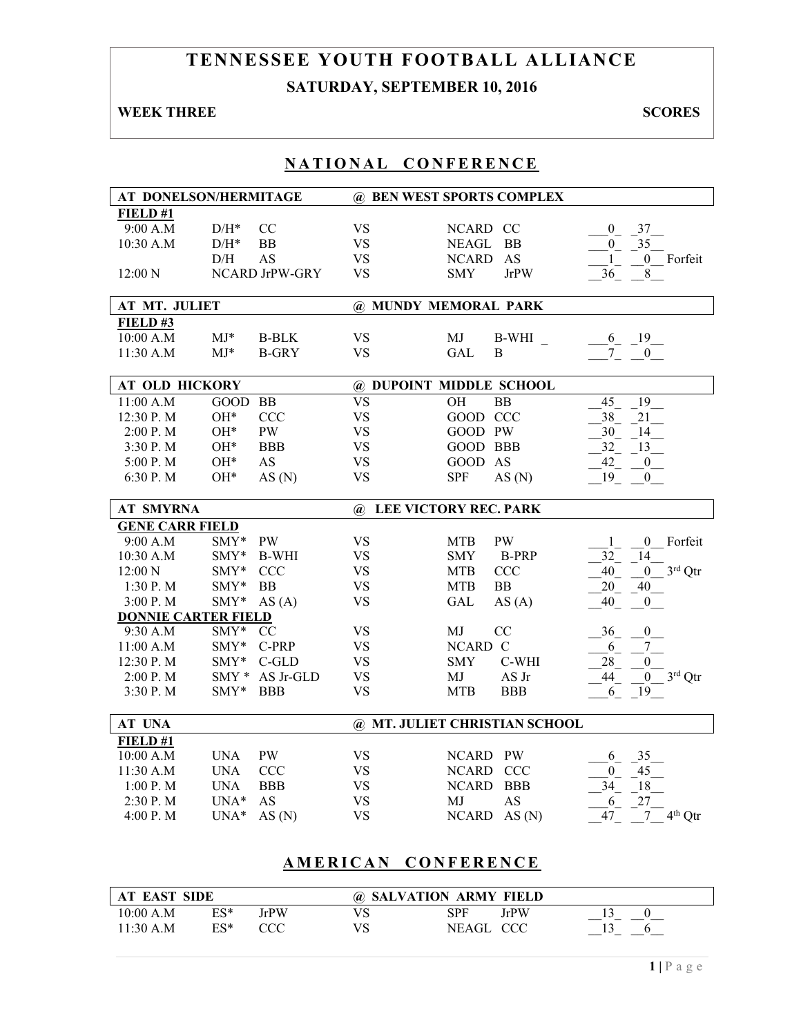# TENNESSEE YOUTH FOOTBALL ALLIANCE

## SATURDAY, SEPTEMBER 10, 2016

**WEEK THREE** **SCORES**

## NATIONAL CONFERENCE

| AT DONELSON/HERMITAGE | | | | @ BEN WEST SPORTS COMPLEX | | |
|---|---|---|---|---|---|---|
| **FIELD #1** | | | | | | |
| 9:00 A.M | D/H* | CC | VS | NCARD | CC | 0 37 |
| 10:30 A.M | D/H* | BB | VS | NEAGL | BB | 0 35 |
| | D/H | AS | VS | NCARD | AS | 1 0 Forfeit |
| 12:00 N | NCARD JrPW-GRY | | VS | SMY | JrPW | 36 8 |

| AT MT. JULIET | | | | @ MUNDY MEMORAL PARK | | |
|---|---|---|---|---|---|---|
| **FIELD #3** | | | | | | |
| 10:00 A.M | MJ* | B-BLK | VS | MJ | B-WHI | 6 19 |
| 11:30 A.M | MJ* | B-GRY | VS | GAL | B | 7 0 |

| AT OLD HICKORY | | | | @ DUPOINT MIDDLE SCHOOL | | |
|---|---|---|---|---|---|---|
| 11:00 A.M | GOOD | BB | VS | OH | BB | 45 19 |
| 12:30 P. M | OH* | CCC | VS | GOOD | CCC | 38 21 |
| 2:00 P. M | OH* | PW | VS | GOOD | PW | 30 14 |
| 3:30 P. M | OH* | BBB | VS | GOOD | BBB | 32 13 |
| 5:00 P. M | OH* | AS | VS | GOOD | AS | 42 0 |
| 6:30 P. M | OH* | AS (N) | VS | SPF | AS (N) | 19 0 |

| AT SMYRNA | | | | @ LEE VICTORY REC. PARK | | |
|---|---|---|---|---|---|---|
| **GENE CARR FIELD** | | | | | | |
| 9:00 A.M | SMY* | PW | VS | MTB | PW | 1 0 Forfeit |
| 10:30 A.M | SMY* | B-WHI | VS | SMY | B-PRP | 32 14 |
| 12:00 N | SMY* | CCC | VS | MTB | CCC | 40 0 3rd Qtr |
| 1:30 P. M | SMY* | BB | VS | MTB | BB | 20 40 |
| 3:00 P. M | SMY* | AS (A) | VS | GAL | AS (A) | 40 0 |
| **DONNIE CARTER FIELD** | | | | | | |
| 9:30 A.M | SMY* | CC | VS | MJ | CC | 36 0 |
| 11:00 A.M | SMY* | C-PRP | VS | NCARD | C | 6 7 |
| 12:30 P. M | SMY* | C-GLD | VS | SMY | C-WHI | 28 0 |
| 2:00 P. M | SMY * | AS Jr-GLD | VS | MJ | AS Jr | 44 0 3rd Qtr |
| 3:30 P. M | SMY* | BBB | VS | MTB | BBB | 6 19 |

| AT UNA | | | | @ MT. JULIET CHRISTIAN SCHOOL | | |
|---|---|---|---|---|---|---|
| **FIELD #1** | | | | | | |
| 10:00 A.M | UNA | PW | VS | NCARD | PW | 6 35 |
| 11:30 A.M | UNA | CCC | VS | NCARD | CCC | 0 45 |
| 1:00 P. M | UNA | BBB | VS | NCARD | BBB | 34 18 |
| 2:30 P. M | UNA* | AS | VS | MJ | AS | 6 27 |
| 4:00 P. M | UNA* | AS (N) | VS | NCARD | AS (N) | 47 7 4th Qtr |

## AMERICAN CONFERENCE

| AT EAST SIDE | | | | @ SALVATION ARMY FIELD | | |
|---|---|---|---|---|---|---|
| 10:00 A.M | ES* | JrPW | VS | SPF | JrPW | 13 0 |
| 11:30 A.M | ES* | CCC | VS | NEAGL | CCC | 13 6 |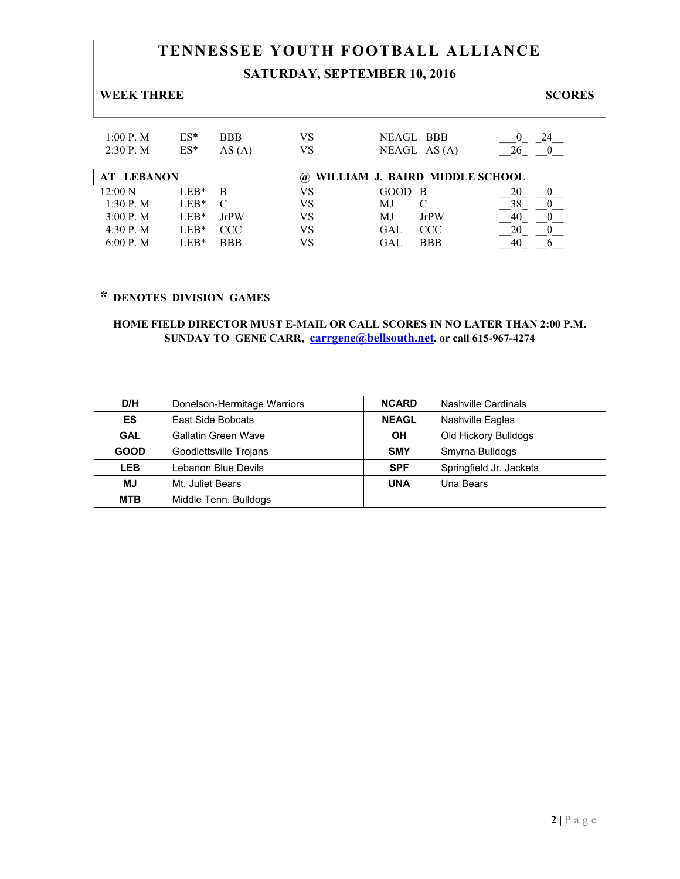# TENNESSEE YOUTH FOOTBALL ALLIANCE

## SATURDAY, SEPTEMBER 10, 2016

**WEEK THREE** **SCORES**

| Time | Team | Level | | Team | Level | Score | Score |
|---|---|---|---|---|---|---|---|
| 1:00 P. M | ES* | BBB | VS | NEAGL | BBB | 0 | 24 |
| 2:30 P. M | ES* | AS (A) | VS | NEAGL | AS (A) | 26 | 0 |
| **AT LEBANON** | | | **@ WILLIAM J. BAIRD MIDDLE SCHOOL** | | | | |
| 12:00 N | LEB* | B | VS | GOOD | B | 20 | 0 |
| 1:30 P. M | LEB* | C | VS | MJ | C | 38 | 0 |
| 3:00 P. M | LEB* | JrPW | VS | MJ | JrPW | 40 | 0 |
| 4:30 P. M | LEB* | CCC | VS | GAL | CCC | 20 | 0 |
| 6:00 P. M | LEB* | BBB | VS | GAL | BBB | 40 | 6 |

**\* DENOTES DIVISION GAMES**

**HOME FIELD DIRECTOR MUST E-MAIL OR CALL SCORES IN NO LATER THAN 2:00 P.M. SUNDAY TO GENE CARR, carrgene@bellsouth.net. or call 615-967-4274**

| | | | |
|---|---|---|---|
| **D/H** | Donelson-Hermitage Warriors | **NCARD** | Nashville Cardinals |
| **ES** | East Side Bobcats | **NEAGL** | Nashville Eagles |
| **GAL** | Gallatin Green Wave | **OH** | Old Hickory Bulldogs |
| **GOOD** | Goodlettsville Trojans | **SMY** | Smyrna Bulldogs |
| **LEB** | Lebanon Blue Devils | **SPF** | Springfield Jr. Jackets |
| **MJ** | Mt. Juliet Bears | **UNA** | Una Bears |
| **MTB** | Middle Tenn. Bulldogs | | |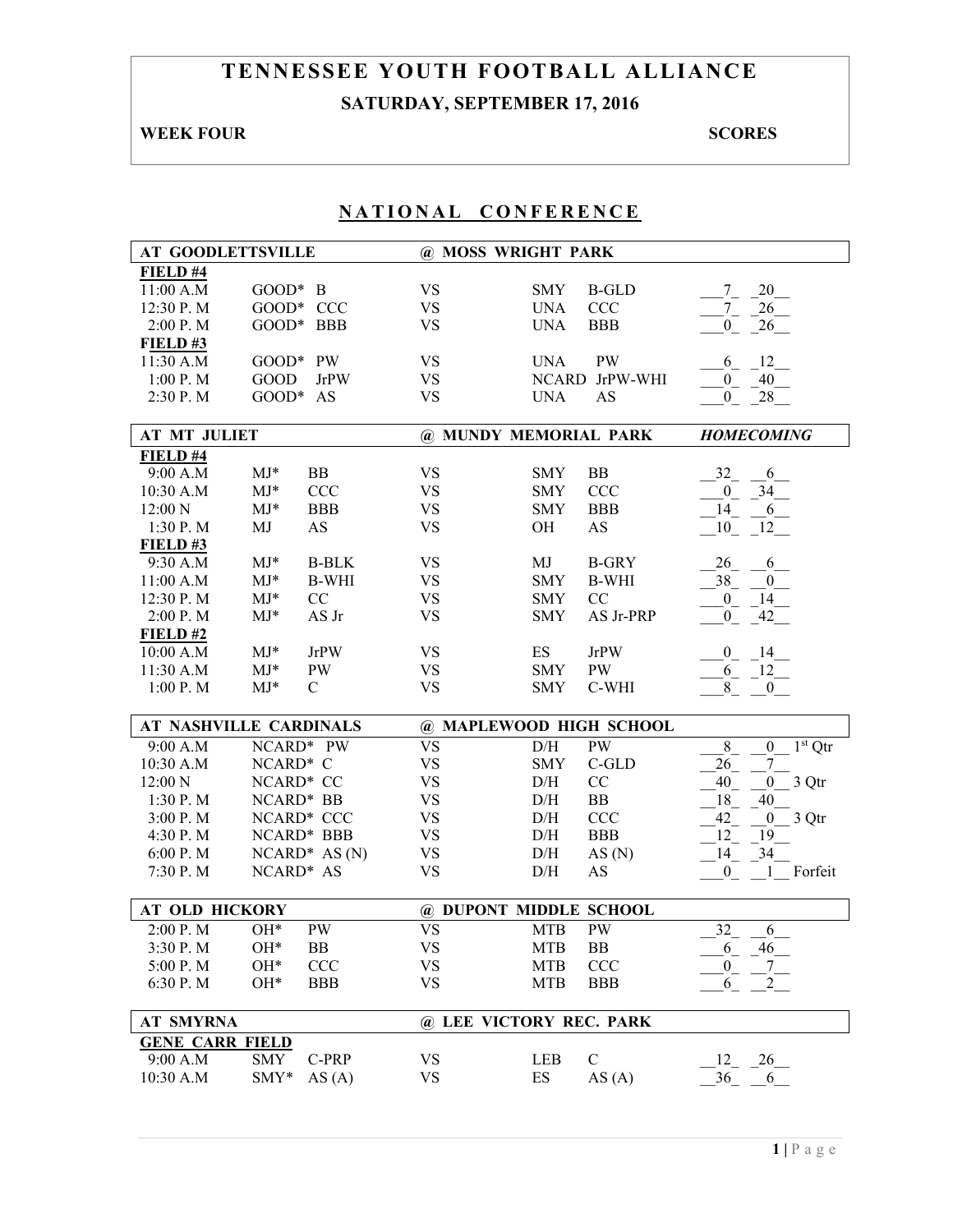# TENNESSEE YOUTH FOOTBALL ALLIANCE

## SATURDAY, SEPTEMBER 17, 2016

**WEEK FOUR** **SCORES**

## NATIONAL CONFERENCE

| AT GOODLETTSVILLE | | | @ MOSS WRIGHT PARK | | | |
|---|---|---|---|---|---|---|
| **FIELD #4** | | | | | | |
| 11:00 A.M | GOOD* | B | VS | SMY | B-GLD | 7 20 |
| 12:30 P. M | GOOD* | CCC | VS | UNA | CCC | 7 26 |
| 2:00 P. M | GOOD* | BBB | VS | UNA | BBB | 0 26 |
| **FIELD #3** | | | | | | |
| 11:30 A.M | GOOD* | PW | VS | UNA | PW | 6 12 |
| 1:00 P. M | GOOD | JrPW | VS | NCARD | JrPW-WHI | 0 40 |
| 2:30 P. M | GOOD* | AS | VS | UNA | AS | 0 28 |

| AT MT JULIET | | | @ MUNDY MEMORIAL PARK | | | *HOMECOMING* |
|---|---|---|---|---|---|---|
| **FIELD #4** | | | | | | |
| 9:00 A.M | MJ* | BB | VS | SMY | BB | 32 6 |
| 10:30 A.M | MJ* | CCC | VS | SMY | CCC | 0 34 |
| 12:00 N | MJ* | BBB | VS | SMY | BBB | 14 6 |
| 1:30 P. M | MJ | AS | VS | OH | AS | 10 12 |
| **FIELD #3** | | | | | | |
| 9:30 A.M | MJ* | B-BLK | VS | MJ | B-GRY | 26 6 |
| 11:00 A.M | MJ* | B-WHI | VS | SMY | B-WHI | 38 0 |
| 12:30 P. M | MJ* | CC | VS | SMY | CC | 0 14 |
| 2:00 P. M | MJ* | AS Jr | VS | SMY | AS Jr-PRP | 0 42 |
| **FIELD #2** | | | | | | |
| 10:00 A.M | MJ* | JrPW | VS | ES | JrPW | 0 14 |
| 11:30 A.M | MJ* | PW | VS | SMY | PW | 6 12 |
| 1:00 P. M | MJ* | C | VS | SMY | C-WHI | 8 0 |

| AT NASHVILLE CARDINALS | | | @ MAPLEWOOD HIGH SCHOOL | | | |
|---|---|---|---|---|---|---|
| 9:00 A.M | NCARD* | PW | VS | D/H | PW | 8 0 1st Qtr |
| 10:30 A.M | NCARD* | C | VS | SMY | C-GLD | 26 7 |
| 12:00 N | NCARD* | CC | VS | D/H | CC | 40 0 3 Qtr |
| 1:30 P. M | NCARD* | BB | VS | D/H | BB | 18 40 |
| 3:00 P. M | NCARD* | CCC | VS | D/H | CCC | 42 0 3 Qtr |
| 4:30 P. M | NCARD* | BBB | VS | D/H | BBB | 12 19 |
| 6:00 P. M | NCARD* | AS (N) | VS | D/H | AS (N) | 14 34 |
| 7:30 P. M | NCARD* | AS | VS | D/H | AS | 0 1 Forfeit |

| AT OLD HICKORY | | | @ DUPONT MIDDLE SCHOOL | | | |
|---|---|---|---|---|---|---|
| 2:00 P. M | OH* | PW | VS | MTB | PW | 32 6 |
| 3:30 P. M | OH* | BB | VS | MTB | BB | 6 46 |
| 5:00 P. M | OH* | CCC | VS | MTB | CCC | 0 7 |
| 6:30 P. M | OH* | BBB | VS | MTB | BBB | 6 2 |

| AT SMYRNA | | | @ LEE VICTORY REC. PARK | | | |
|---|---|---|---|---|---|---|
| **GENE CARR FIELD** | | | | | | |
| 9:00 A.M | SMY | C-PRP | VS | LEB | C | 12 26 |
| 10:30 A.M | SMY* | AS (A) | VS | ES | AS (A) | 36 6 |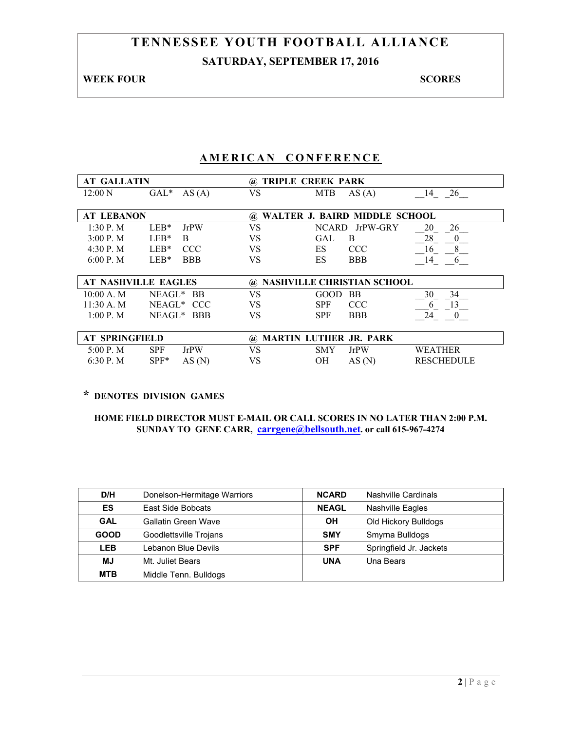# TENNESSEE YOUTH FOOTBALL ALLIANCE

## SATURDAY, SEPTEMBER 17, 2016

**WEEK FOUR** **SCORES**

## AMERICAN CONFERENCE

| AT GALLATIN | | | @ TRIPLE CREEK PARK | | | |
|---|---|---|---|---|---|---|
| 12:00 N | GAL* | AS (A) | VS | MTB | AS (A) | 14 26 |

| AT LEBANON | | | @ WALTER J. BAIRD MIDDLE SCHOOL | | | |
|---|---|---|---|---|---|---|
| 1:30 P. M | LEB* | JrPW | VS | NCARD | JrPW-GRY | 20 26 |
| 3:00 P. M | LEB* | B | VS | GAL | B | 28 0 |
| 4:30 P. M | LEB* | CCC | VS | ES | CCC | 16 8 |
| 6:00 P. M | LEB* | BBB | VS | ES | BBB | 14 6 |

| AT NASHVILLE EAGLES | | | @ NASHVILLE CHRISTIAN SCHOOL | | | |
|---|---|---|---|---|---|---|
| 10:00 A. M | NEAGL* | BB | VS | GOOD | BB | 30 34 |
| 11:30 A. M | NEAGL* | CCC | VS | SPF | CCC | 6 13 |
| 1:00 P. M | NEAGL* | BBB | VS | SPF | BBB | 24 0 |

| AT SPRINGFIELD | | | @ MARTIN LUTHER JR. PARK | | | |
|---|---|---|---|---|---|---|
| 5:00 P. M | SPF | JrPW | VS | SMY | JrPW | WEATHER |
| 6:30 P. M | SPF* | AS (N) | VS | OH | AS (N) | RESCHEDULE |

**\* DENOTES DIVISION GAMES**

**HOME FIELD DIRECTOR MUST E-MAIL OR CALL SCORES IN NO LATER THAN 2:00 P.M. SUNDAY TO GENE CARR, carrgene@bellsouth.net. or call 615-967-4274**

| | | | |
|---|---|---|---|
| **D/H** | Donelson-Hermitage Warriors | **NCARD** | Nashville Cardinals |
| **ES** | East Side Bobcats | **NEAGL** | Nashville Eagles |
| **GAL** | Gallatin Green Wave | **OH** | Old Hickory Bulldogs |
| **GOOD** | Goodlettsville Trojans | **SMY** | Smyrna Bulldogs |
| **LEB** | Lebanon Blue Devils | **SPF** | Springfield Jr. Jackets |
| **MJ** | Mt. Juliet Bears | **UNA** | Una Bears |
| **MTB** | Middle Tenn. Bulldogs | | |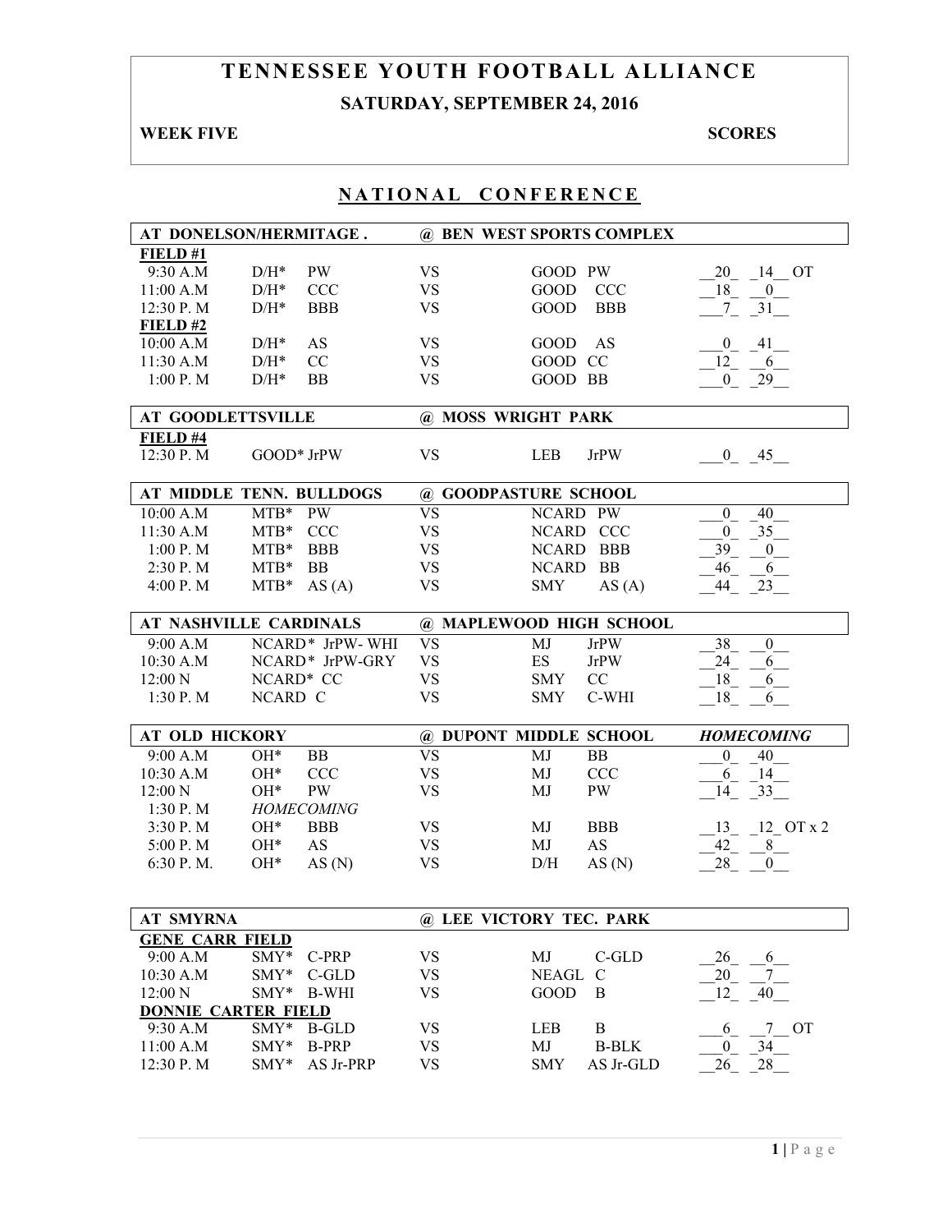# TENNESSEE YOUTH FOOTBALL ALLIANCE

## SATURDAY, SEPTEMBER 24, 2016

**WEEK FIVE** **SCORES**

## NATIONAL CONFERENCE

| AT DONELSON/HERMITAGE . | | | @ BEN WEST SPORTS COMPLEX | | | |
|---|---|---|---|---|---|---|
| **FIELD #1** | | | | | | |
| 9:30 A.M | D/H* | PW | VS | GOOD | PW | 20 14 OT |
| 11:00 A.M | D/H* | CCC | VS | GOOD | CCC | 18 0 |
| 12:30 P. M | D/H* | BBB | VS | GOOD | BBB | 7 31 |
| **FIELD #2** | | | | | | |
| 10:00 A.M | D/H* | AS | VS | GOOD | AS | 0 41 |
| 11:30 A.M | D/H* | CC | VS | GOOD | CC | 12 6 |
| 1:00 P. M | D/H* | BB | VS | GOOD | BB | 0 29 |

| AT GOODLETTSVILLE | | | @ MOSS WRIGHT PARK | | | |
|---|---|---|---|---|---|---|
| **FIELD #4** | | | | | | |
| 12:30 P. M | GOOD* | JrPW | VS | LEB | JrPW | 0 45 |

| AT MIDDLE TENN. BULLDOGS | | | @ GOODPASTURE SCHOOL | | | |
|---|---|---|---|---|---|---|
| 10:00 A.M | MTB* | PW | VS | NCARD | PW | 0 40 |
| 11:30 A.M | MTB* | CCC | VS | NCARD | CCC | 0 35 |
| 1:00 P. M | MTB* | BBB | VS | NCARD | BBB | 39 0 |
| 2:30 P. M | MTB* | BB | VS | NCARD | BB | 46 6 |
| 4:00 P. M | MTB* | AS (A) | VS | SMY | AS (A) | 44 23 |

| AT NASHVILLE CARDINALS | | | @ MAPLEWOOD HIGH SCHOOL | | | |
|---|---|---|---|---|---|---|
| 9:00 A.M | NCARD* | JrPW- WHI | VS | MJ | JrPW | 38 0 |
| 10:30 A.M | NCARD* | JrPW-GRY | VS | ES | JrPW | 24 6 |
| 12:00 N | NCARD* | CC | VS | SMY | CC | 18 6 |
| 1:30 P. M | NCARD | C | VS | SMY | C-WHI | 18 6 |

| AT OLD HICKORY | | | @ DUPONT MIDDLE SCHOOL | | | *HOMECOMING* |
|---|---|---|---|---|---|---|
| 9:00 A.M | OH* | BB | VS | MJ | BB | 0 40 |
| 10:30 A.M | OH* | CCC | VS | MJ | CCC | 6 14 |
| 12:00 N | OH* | PW | VS | MJ | PW | 14 33 |
| 1:30 P. M | *HOMECOMING* | | | | | |
| 3:30 P. M | OH* | BBB | VS | MJ | BBB | 13 12 OT x 2 |
| 5:00 P. M | OH* | AS | VS | MJ | AS | 42 8 |
| 6:30 P. M. | OH* | AS (N) | VS | D/H | AS (N) | 28 0 |

| AT SMYRNA | | | @ LEE VICTORY TEC. PARK | | | |
|---|---|---|---|---|---|---|
| **GENE CARR FIELD** | | | | | | |
| 9:00 A.M | SMY* | C-PRP | VS | MJ | C-GLD | 26 6 |
| 10:30 A.M | SMY* | C-GLD | VS | NEAGL | C | 20 7 |
| 12:00 N | SMY* | B-WHI | VS | GOOD | B | 12 40 |
| **DONNIE CARTER FIELD** | | | | | | |
| 9:30 A.M | SMY* | B-GLD | VS | LEB | B | 6 7 OT |
| 11:00 A.M | SMY* | B-PRP | VS | MJ | B-BLK | 0 34 |
| 12:30 P. M | SMY* | AS Jr-PRP | VS | SMY | AS Jr-GLD | 26 28 |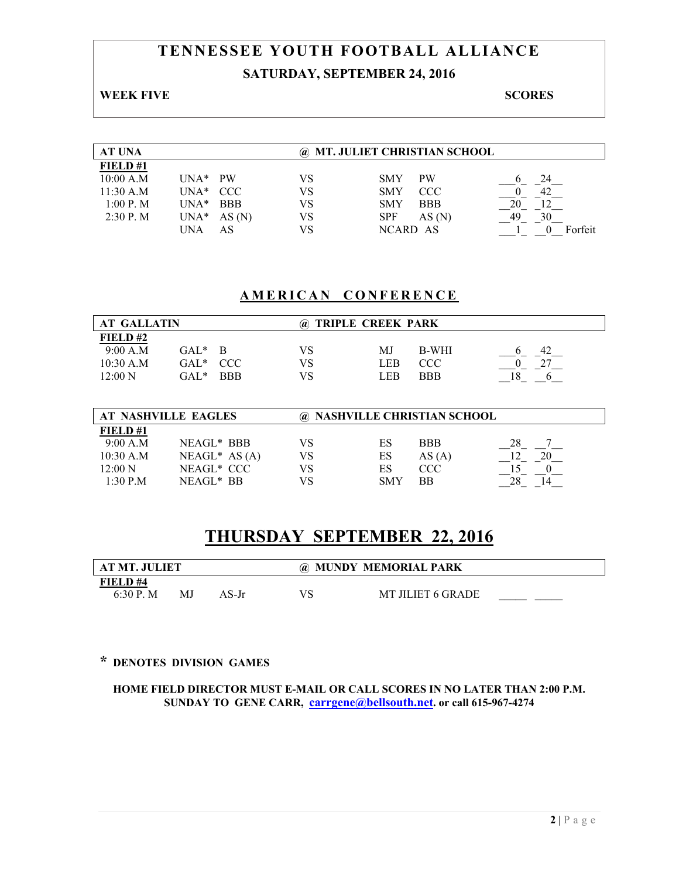# TENNESSEE YOUTH FOOTBALL ALLIANCE

## SATURDAY, SEPTEMBER 24, 2016

**WEEK FIVE** **SCORES**

| AT UNA | | | | @ MT. JULIET CHRISTIAN SCHOOL | | | |
|---|---|---|---|---|---|---|---|
| **FIELD #1** | | | | | | | |
| 10:00 A.M | UNA* | PW | VS | SMY | PW | 6 | 24 |
| 11:30 A.M | UNA* | CCC | VS | SMY | CCC | 0 | 42 |
| 1:00 P. M | UNA* | BBB | VS | SMY | BBB | 20 | 12 |
| 2:30 P. M | UNA* | AS (N) | VS | SPF | AS (N) | 49 | 30 |
| | UNA | AS | VS | NCARD | AS | 1 | 0 Forfeit |

## AMERICAN CONFERENCE

| AT GALLATIN | | | | @ TRIPLE CREEK PARK | | | |
|---|---|---|---|---|---|---|---|
| **FIELD #2** | | | | | | | |
| 9:00 A.M | GAL* | B | VS | MJ | B-WHI | 6 | 42 |
| 10:30 A.M | GAL* | CCC | VS | LEB | CCC | 0 | 27 |
| 12:00 N | GAL* | BBB | VS | LEB | BBB | 18 | 6 |

| AT NASHVILLE EAGLES | | | | @ NASHVILLE CHRISTIAN SCHOOL | | | |
|---|---|---|---|---|---|---|---|
| **FIELD #1** | | | | | | | |
| 9:00 A.M | NEAGL* | BBB | VS | ES | BBB | 28 | 7 |
| 10:30 A.M | NEAGL* | AS (A) | VS | ES | AS (A) | 12 | 20 |
| 12:00 N | NEAGL* | CCC | VS | ES | CCC | 15 | 0 |
| 1:30 P.M | NEAGL* | BB | VS | SMY | BB | 28 | 14 |

# THURSDAY SEPTEMBER 22, 2016

| AT MT. JULIET | | | | @ MUNDY MEMORIAL PARK | | |
|---|---|---|---|---|---|---|
| **FIELD #4** | | | | | | |
| 6:30 P. M | MJ | AS-Jr | VS | MT JILIET 6 GRADE | | |

**\* DENOTES DIVISION GAMES**

**HOME FIELD DIRECTOR MUST E-MAIL OR CALL SCORES IN NO LATER THAN 2:00 P.M. SUNDAY TO GENE CARR, carrgene@bellsouth.net. or call 615-967-4274**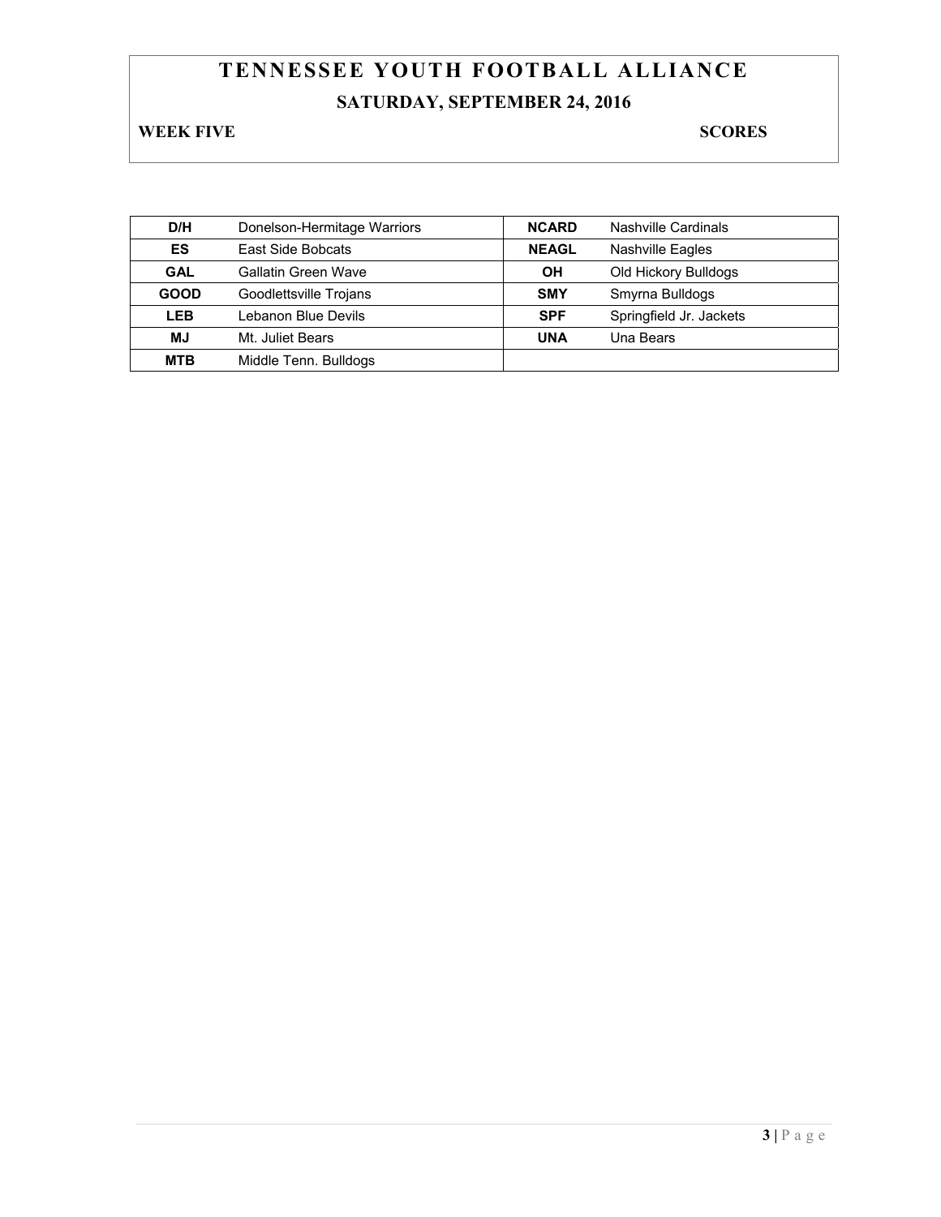# TENNESSEE YOUTH FOOTBALL ALLIANCE

## SATURDAY, SEPTEMBER 24, 2016

**WEEK FIVE** **SCORES**

| | | | |
|---|---|---|---|
| **D/H** | Donelson-Hermitage Warriors | **NCARD** | Nashville Cardinals |
| **ES** | East Side Bobcats | **NEAGL** | Nashville Eagles |
| **GAL** | Gallatin Green Wave | **OH** | Old Hickory Bulldogs |
| **GOOD** | Goodlettsville Trojans | **SMY** | Smyrna Bulldogs |
| **LEB** | Lebanon Blue Devils | **SPF** | Springfield Jr. Jackets |
| **MJ** | Mt. Juliet Bears | **UNA** | Una Bears |
| **MTB** | Middle Tenn. Bulldogs | | |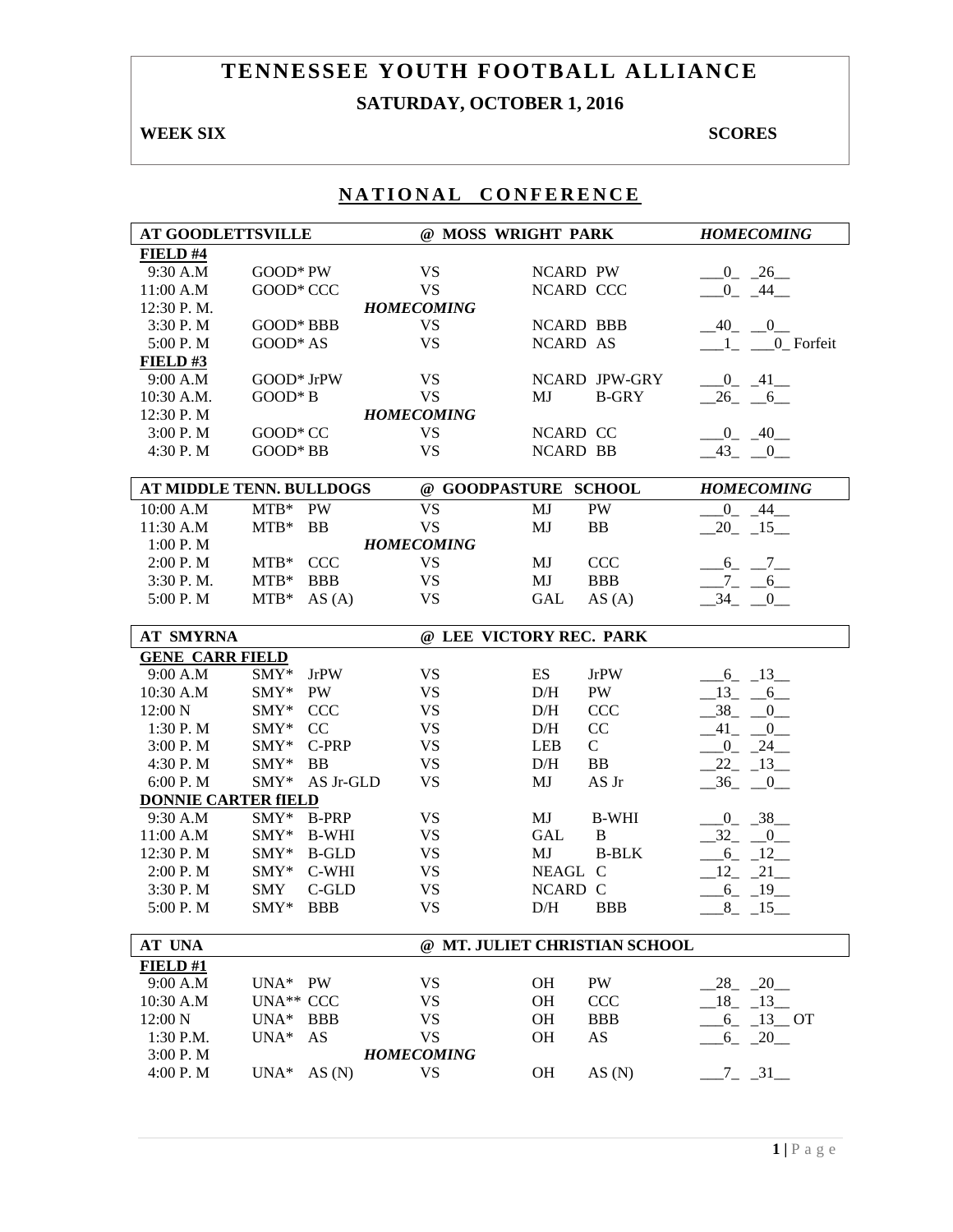# TENNESSEE YOUTH FOOTBALL ALLIANCE

## SATURDAY, OCTOBER 1, 2016

**WEEK SIX** **SCORES**

## NATIONAL CONFERENCE

| AT GOODLETTSVILLE | | | @ MOSS WRIGHT PARK | | | *HOMECOMING* |
|---|---|---|---|---|---|---|
| **FIELD #4** | | | | | | |
| 9:30 A.M | GOOD* PW | | VS | NCARD PW | | __0_ _26__ |
| 11:00 A.M | GOOD* CCC | | VS | NCARD CCC | | __0_ _44__ |
| 12:30 P. M. | | | *HOMECOMING* | | | |
| 3:30 P. M | GOOD* BBB | | VS | NCARD BBB | | _40_ _0__ |
| 5:00 P. M | GOOD* AS | | VS | NCARD AS | | __1_ __0_ Forfeit |
| **FIELD #3** | | | | | | |
| 9:00 A.M | GOOD* JrPW | | VS | NCARD JPW-GRY | | __0_ _41__ |
| 10:30 A.M. | GOOD* B | | VS | MJ | B-GRY | _26_ _6__ |
| 12:30 P. M | | | *HOMECOMING* | | | |
| 3:00 P. M | GOOD* CC | | VS | NCARD CC | | __0_ _40__ |
| 4:30 P. M | GOOD* BB | | VS | NCARD BB | | _43_ _0__ |

| AT MIDDLE TENN. BULLDOGS | | | @ GOODPASTURE SCHOOL | | | *HOMECOMING* |
|---|---|---|---|---|---|---|
| 10:00 A.M | MTB* | PW | VS | MJ | PW | __0_ _44__ |
| 11:30 A.M | MTB* | BB | VS | MJ | BB | _20_ _15__ |
| 1:00 P. M | | | *HOMECOMING* | | | |
| 2:00 P. M | MTB* | CCC | VS | MJ | CCC | __6_ _7__ |
| 3:30 P. M. | MTB* | BBB | VS | MJ | BBB | __7_ _6__ |
| 5:00 P. M | MTB* | AS (A) | VS | GAL | AS (A) | _34_ _0__ |

| AT SMYRNA | | | @ LEE VICTORY REC. PARK | | | |
|---|---|---|---|---|---|---|
| **GENE CARR FIELD** | | | | | | |
| 9:00 A.M | SMY* | JrPW | VS | ES | JrPW | __6_ _13__ |
| 10:30 A.M | SMY* | PW | VS | D/H | PW | _13_ _6__ |
| 12:00 N | SMY* | CCC | VS | D/H | CCC | _38_ _0__ |
| 1:30 P. M | SMY* | CC | VS | D/H | CC | _41_ _0__ |
| 3:00 P. M | SMY* | C-PRP | VS | LEB | C | __0_ _24__ |
| 4:30 P. M | SMY* | BB | VS | D/H | BB | _22_ _13__ |
| 6:00 P. M | SMY* | AS Jr-GLD | VS | MJ | AS Jr | _36_ _0__ |
| **DONNIE CARTER fIELD** | | | | | | |
| 9:30 A.M | SMY* | B-PRP | VS | MJ | B-WHI | __0_ _38__ |
| 11:00 A.M | SMY* | B-WHI | VS | GAL | B | _32_ _0__ |
| 12:30 P. M | SMY* | B-GLD | VS | MJ | B-BLK | __6_ _12__ |
| 2:00 P. M | SMY* | C-WHI | VS | NEAGL | C | _12_ _21__ |
| 3:30 P. M | SMY | C-GLD | VS | NCARD | C | __6_ _19__ |
| 5:00 P. M | SMY* | BBB | VS | D/H | BBB | __8_ _15__ |

| AT UNA | | | @ MT. JULIET CHRISTIAN SCHOOL | | | |
|---|---|---|---|---|---|---|
| **FIELD #1** | | | | | | |
| 9:00 A.M | UNA* | PW | VS | OH | PW | _28_ _20__ |
| 10:30 A.M | UNA** | CCC | VS | OH | CCC | _18_ _13__ |
| 12:00 N | UNA* | BBB | VS | OH | BBB | __6_ _13__ OT |
| 1:30 P.M. | UNA* | AS | VS | OH | AS | __6_ _20__ |
| 3:00 P. M | | | *HOMECOMING* | | | |
| 4:00 P. M | UNA* | AS (N) | VS | OH | AS (N) | __7_ _31__ |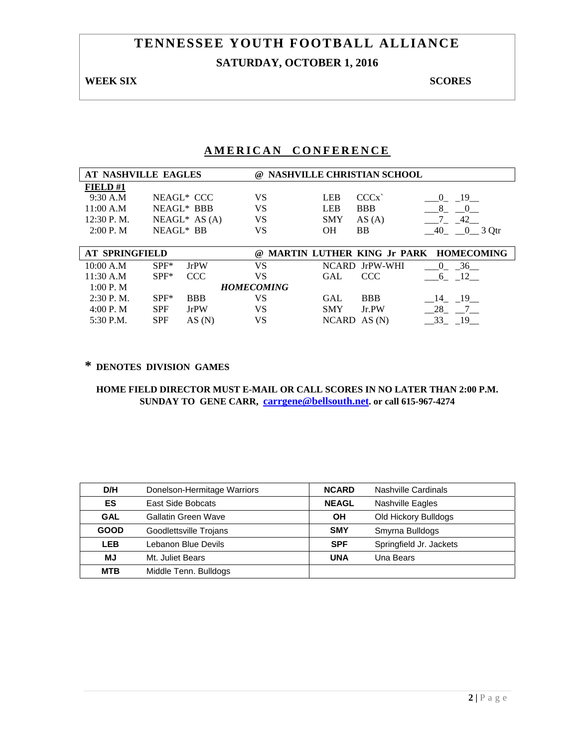# TENNESSEE YOUTH FOOTBALL ALLIANCE

## SATURDAY, OCTOBER 1, 2016

**WEEK SIX** **SCORES**

## AMERICAN CONFERENCE

| AT NASHVILLE EAGLES | | | @ NASHVILLE CHRISTIAN SCHOOL | | | |
|---|---|---|---|---|---|---|
| **FIELD #1** | | | | | | |
| 9:30 A.M | NEAGL* | CCC | VS | LEB | CCCx` | 0 19 |
| 11:00 A.M | NEAGL* | BBB | VS | LEB | BBB | 8 0 |
| 12:30 P. M. | NEAGL* | AS (A) | VS | SMY | AS (A) | 7 42 |
| 2:00 P. M | NEAGL* | BB | VS | OH | BB | 40 0 3 Qtr |

| AT SPRINGFIELD | | | @ MARTIN LUTHER KING Jr PARK | | | HOMECOMING |
|---|---|---|---|---|---|---|
| 10:00 A.M | SPF* | JrPW | VS | NCARD | JrPW-WHI | 0 36 |
| 11:30 A.M | SPF* | CCC | VS | GAL | CCC | 6 12 |
| 1:00 P. M | | | *HOMECOMING* | | | |
| 2:30 P. M. | SPF* | BBB | VS | GAL | BBB | 14 19 |
| 4:00 P. M | SPF | JrPW | VS | SMY | Jr.PW | 28 7 |
| 5:30 P.M. | SPF | AS (N) | VS | NCARD | AS (N) | 33 19 |

**\* DENOTES DIVISION GAMES**

**HOME FIELD DIRECTOR MUST E-MAIL OR CALL SCORES IN NO LATER THAN 2:00 P.M. SUNDAY TO GENE CARR, carrgene@bellsouth.net. or call 615-967-4274**

| D/H | Donelson-Hermitage Warriors | NCARD | Nashville Cardinals |
|---|---|---|---|
| ES | East Side Bobcats | NEAGL | Nashville Eagles |
| GAL | Gallatin Green Wave | OH | Old Hickory Bulldogs |
| GOOD | Goodlettsville Trojans | SMY | Smyrna Bulldogs |
| LEB | Lebanon Blue Devils | SPF | Springfield Jr. Jackets |
| MJ | Mt. Juliet Bears | UNA | Una Bears |
| MTB | Middle Tenn. Bulldogs | | |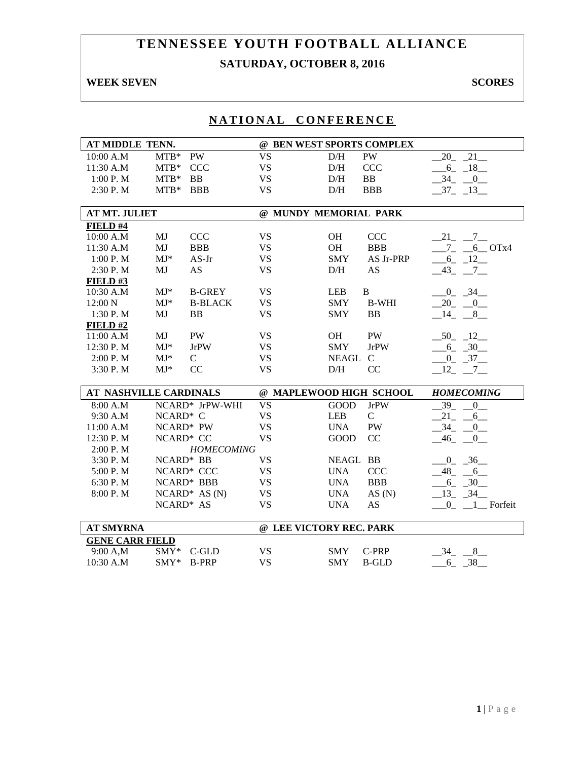# TENNESSEE YOUTH FOOTBALL ALLIANCE

## SATURDAY, OCTOBER 8, 2016

**WEEK SEVEN** **SCORES**

## NATIONAL CONFERENCE

| AT MIDDLE TENN. | | | @ BEN WEST SPORTS COMPLEX | | | |
|---|---|---|---|---|---|---|
| 10:00 A.M | MTB* | PW | VS | D/H | PW | __20_ _21__ |
| 11:30 A.M | MTB* | CCC | VS | D/H | CCC | ___6_ _18__ |
| 1:00 P. M | MTB* | BB | VS | D/H | BB | __34_ __0__ |
| 2:30 P. M | MTB* | BBB | VS | D/H | BBB | __37_ _13__ |

| AT MT. JULIET | | | @ MUNDY MEMORIAL PARK | | | |
|---|---|---|---|---|---|---|
| **FIELD #4** | | | | | | |
| 10:00 A.M | MJ | CCC | VS | OH | CCC | __21_ __7__ |
| 11:30 A.M | MJ | BBB | VS | OH | BBB | ___7_ __6__ OTx4 |
| 1:00 P. M | MJ* | AS-Jr | VS | SMY | AS Jr-PRP | ___6_ _12__ |
| 2:30 P. M | MJ | AS | VS | D/H | AS | __43_ __7__ |
| **FIELD #3** | | | | | | |
| 10:30 A.M | MJ* | B-GREY | VS | LEB | B | ___0_ _34__ |
| 12:00 N | MJ* | B-BLACK | VS | SMY | B-WHI | __20_ __0__ |
| 1:30 P. M | MJ | BB | VS | SMY | BB | __14_ __8__ |
| **FIELD #2** | | | | | | |
| 11:00 A.M | MJ | PW | VS | OH | PW | __50_ _12__ |
| 12:30 P. M | MJ* | JrPW | VS | SMY | JrPW | ___6_ _30__ |
| 2:00 P. M | MJ* | C | VS | NEAGL | C | ___0_ _37__ |
| 3:30 P. M | MJ* | CC | VS | D/H | CC | __12_ __7__ |

| AT NASHVILLE CARDINALS | | @ MAPLEWOOD HIGH SCHOOL | | | *HOMECOMING* |
|---|---|---|---|---|---|
| 8:00 A.M | NCARD* JrPW-WHI | VS | GOOD | JrPW | __39_ __0__ |
| 9:30 A.M | NCARD* C | VS | LEB | C | __21_ __6__ |
| 11:00 A.M | NCARD* PW | VS | UNA | PW | __34_ __0__ |
| 12:30 P. M | NCARD* CC | VS | GOOD | CC | __46_ __0__ |
| 2:00 P. M | *HOMECOMING* | | | | |
| 3:30 P. M | NCARD* BB | VS | NEAGL | BB | ___0_ _36__ |
| 5:00 P. M | NCARD* CCC | VS | UNA | CCC | __48_ __6__ |
| 6:30 P. M | NCARD* BBB | VS | UNA | BBB | ___6_ _30__ |
| 8:00 P. M | NCARD* AS (N) | VS | UNA | AS (N) | __13_ _34__ |
| | NCARD* AS | VS | UNA | AS | ___0_ __1__ Forfeit |

| AT SMYRNA | | | @ LEE VICTORY REC. PARK | | | |
|---|---|---|---|---|---|---|
| **GENE CARR FIELD** | | | | | | |
| 9:00 A,M | SMY* | C-GLD | VS | SMY | C-PRP | __34_ __8__ |
| 10:30 A.M | SMY* | B-PRP | VS | SMY | B-GLD | ___6_ _38__ |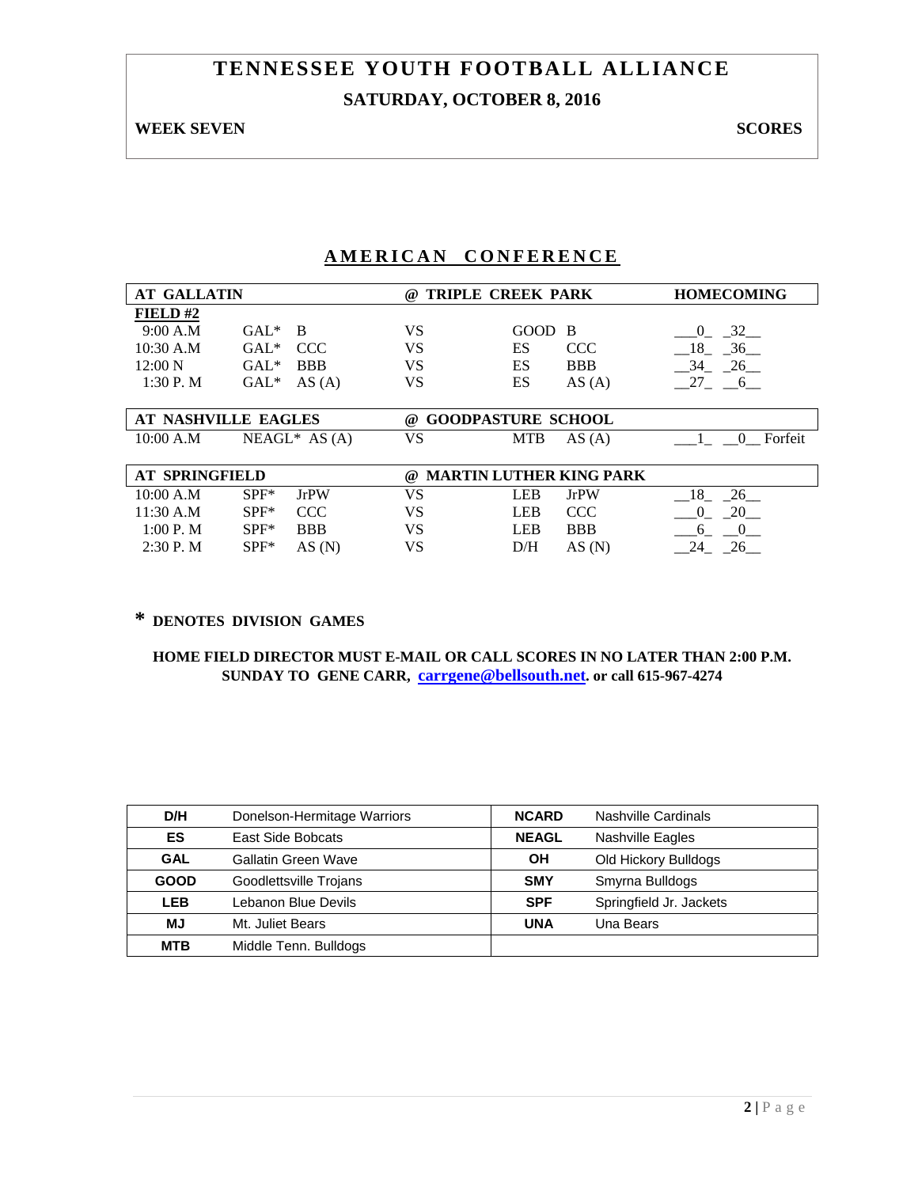# TENNESSEE YOUTH FOOTBALL ALLIANCE

## SATURDAY, OCTOBER 8, 2016

**WEEK SEVEN** **SCORES**

## AMERICAN CONFERENCE

| AT GALLATIN | | | @ TRIPLE CREEK PARK | | | HOMECOMING |
|---|---|---|---|---|---|---|
| **FIELD #2** | | | | | | |
| 9:00 A.M | GAL* | B | VS | GOOD | B | 0 32 |
| 10:30 A.M | GAL* | CCC | VS | ES | CCC | 18 36 |
| 12:00 N | GAL* | BBB | VS | ES | BBB | 34 26 |
| 1:30 P. M | GAL* | AS (A) | VS | ES | AS (A) | 27 6 |

| AT NASHVILLE EAGLES | | | @ GOODPASTURE SCHOOL | | | |
|---|---|---|---|---|---|---|
| 10:00 A.M | NEAGL* | AS (A) | VS | MTB | AS (A) | 1 0 Forfeit |

| AT SPRINGFIELD | | | @ MARTIN LUTHER KING PARK | | | |
|---|---|---|---|---|---|---|
| 10:00 A.M | SPF* | JrPW | VS | LEB | JrPW | 18 26 |
| 11:30 A.M | SPF* | CCC | VS | LEB | CCC | 0 20 |
| 1:00 P. M | SPF* | BBB | VS | LEB | BBB | 6 0 |
| 2:30 P. M | SPF* | AS (N) | VS | D/H | AS (N) | 24 26 |

**\* DENOTES DIVISION GAMES**

**HOME FIELD DIRECTOR MUST E-MAIL OR CALL SCORES IN NO LATER THAN 2:00 P.M. SUNDAY TO GENE CARR, carrgene@bellsouth.net. or call 615-967-4274**

| | | | |
|---|---|---|---|
| **D/H** | Donelson-Hermitage Warriors | **NCARD** | Nashville Cardinals |
| **ES** | East Side Bobcats | **NEAGL** | Nashville Eagles |
| **GAL** | Gallatin Green Wave | **OH** | Old Hickory Bulldogs |
| **GOOD** | Goodlettsville Trojans | **SMY** | Smyrna Bulldogs |
| **LEB** | Lebanon Blue Devils | **SPF** | Springfield Jr. Jackets |
| **MJ** | Mt. Juliet Bears | **UNA** | Una Bears |
| **MTB** | Middle Tenn. Bulldogs | | |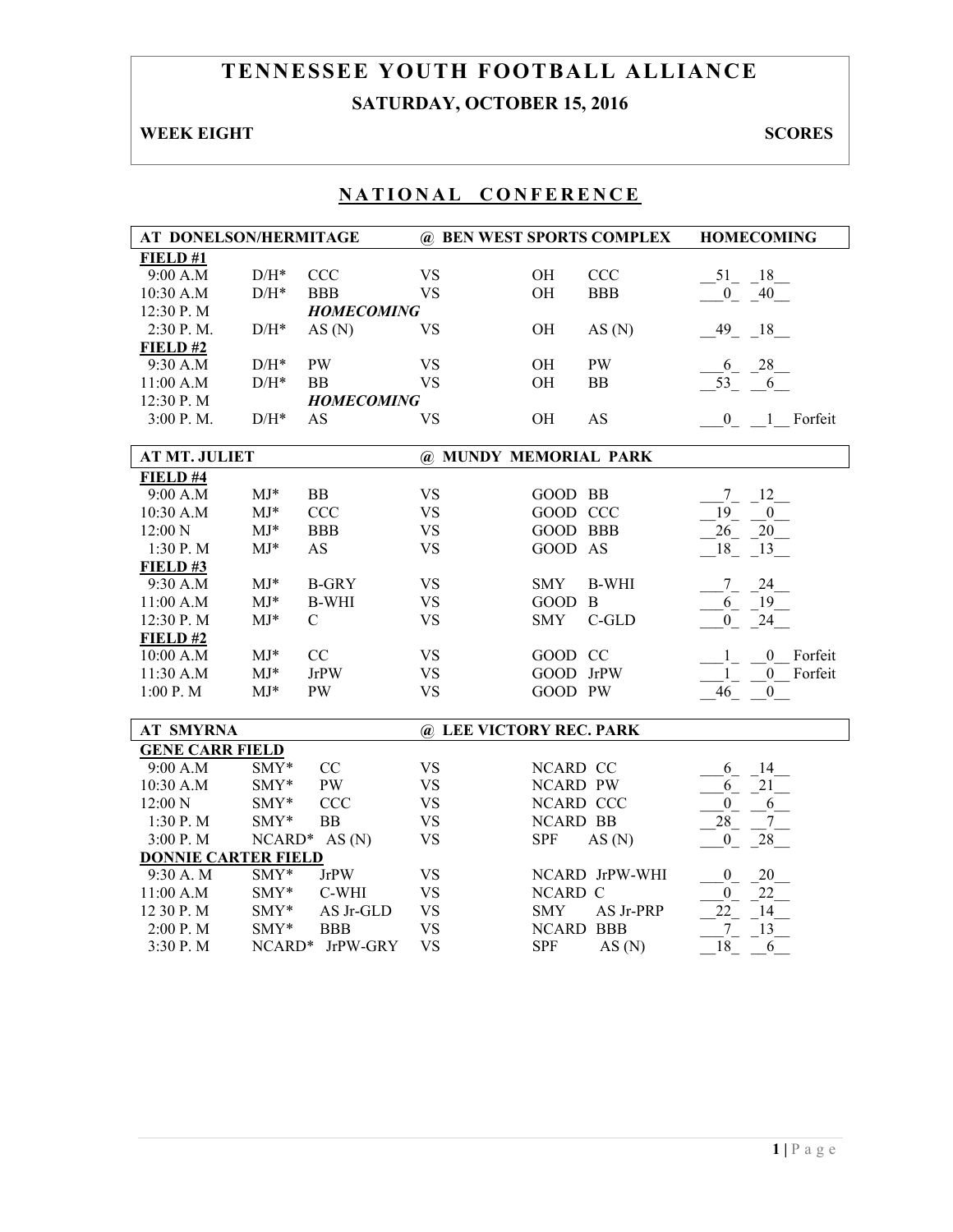# TENNESSEE YOUTH FOOTBALL ALLIANCE

## SATURDAY, OCTOBER 15, 2016

**WEEK EIGHT** **SCORES**

## NATIONAL CONFERENCE

| AT DONELSON/HERMITAGE | | | @ BEN WEST SPORTS COMPLEX | | | HOMECOMING |
|---|---|---|---|---|---|---|
| **FIELD #1** | | | | | | |
| 9:00 A.M | D/H* | CCC | VS | OH | CCC | 51 18 |
| 10:30 A.M | D/H* | BBB | VS | OH | BBB | 0 40 |
| 12:30 P. M | | *HOMECOMING* | | | | |
| 2:30 P. M. | D/H* | AS (N) | VS | OH | AS (N) | 49 18 |
| **FIELD #2** | | | | | | |
| 9:30 A.M | D/H* | PW | VS | OH | PW | 6 28 |
| 11:00 A.M | D/H* | BB | VS | OH | BB | 53 6 |
| 12:30 P. M | | *HOMECOMING* | | | | |
| 3:00 P. M. | D/H* | AS | VS | OH | AS | 0 1 Forfeit |

| AT MT. JULIET | | | @ MUNDY MEMORIAL PARK | | | |
|---|---|---|---|---|---|---|
| **FIELD #4** | | | | | | |
| 9:00 A.M | MJ* | BB | VS | GOOD | BB | 7 12 |
| 10:30 A.M | MJ* | CCC | VS | GOOD | CCC | 19 0 |
| 12:00 N | MJ* | BBB | VS | GOOD | BBB | 26 20 |
| 1:30 P. M | MJ* | AS | VS | GOOD | AS | 18 13 |
| **FIELD #3** | | | | | | |
| 9:30 A.M | MJ* | B-GRY | VS | SMY | B-WHI | 7 24 |
| 11:00 A.M | MJ* | B-WHI | VS | GOOD | B | 6 19 |
| 12:30 P. M | MJ* | C | VS | SMY | C-GLD | 0 24 |
| **FIELD #2** | | | | | | |
| 10:00 A.M | MJ* | CC | VS | GOOD | CC | 1 0 Forfeit |
| 11:30 A.M | MJ* | JrPW | VS | GOOD | JrPW | 1 0 Forfeit |
| 1:00 P. M | MJ* | PW | VS | GOOD | PW | 46 0 |

| AT SMYRNA | | | @ LEE VICTORY REC. PARK | | | |
|---|---|---|---|---|---|---|
| **GENE CARR FIELD** | | | | | | |
| 9:00 A.M | SMY* | CC | VS | NCARD | CC | 6 14 |
| 10:30 A.M | SMY* | PW | VS | NCARD | PW | 6 21 |
| 12:00 N | SMY* | CCC | VS | NCARD | CCC | 0 6 |
| 1:30 P. M | SMY* | BB | VS | NCARD | BB | 28 7 |
| 3:00 P. M | NCARD* | AS (N) | VS | SPF | AS (N) | 0 28 |
| **DONNIE CARTER FIELD** | | | | | | |
| 9:30 A. M | SMY* | JrPW | VS | NCARD | JrPW-WHI | 0 20 |
| 11:00 A.M | SMY* | C-WHI | VS | NCARD | C | 0 22 |
| 12 30 P. M | SMY* | AS Jr-GLD | VS | SMY | AS Jr-PRP | 22 14 |
| 2:00 P. M | SMY* | BBB | VS | NCARD | BBB | 7 13 |
| 3:30 P. M | NCARD* | JrPW-GRY | VS | SPF | AS (N) | 18 6 |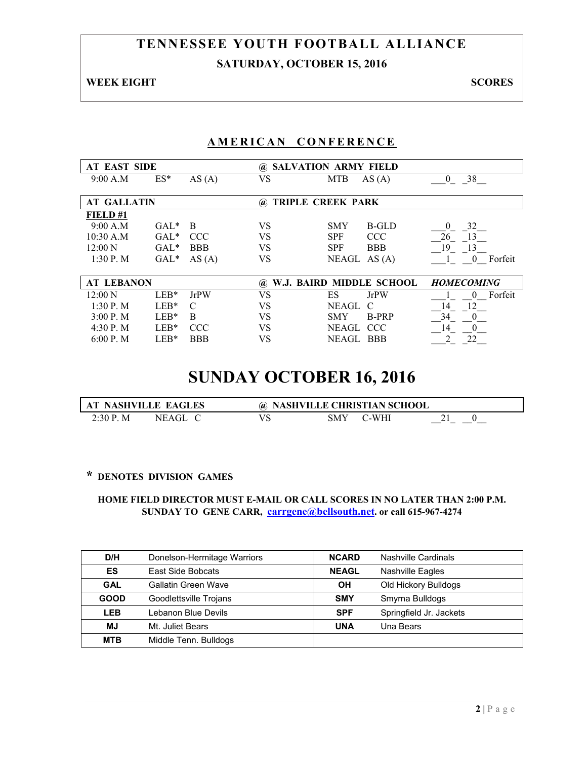# TENNESSEE YOUTH FOOTBALL ALLIANCE

## SATURDAY, OCTOBER 15, 2016

**WEEK EIGHT** **SCORES**

## AMERICAN CONFERENCE

| AT EAST SIDE | | | | @ SALVATION ARMY FIELD | | |
|---|---|---|---|---|---|---|
| 9:00 A.M | ES* | AS (A) | VS | MTB | AS (A) | 0 38 |

| AT GALLATIN | | | | @ TRIPLE CREEK PARK | | |
|---|---|---|---|---|---|---|
| **FIELD #1** | | | | | | |
| 9:00 A.M | GAL* | B | VS | SMY | B-GLD | 0 32 |
| 10:30 A.M | GAL* | CCC | VS | SPF | CCC | 26 13 |
| 12:00 N | GAL* | BBB | VS | SPF | BBB | 19 13 |
| 1:30 P. M | GAL* | AS (A) | VS | NEAGL | AS (A) | 1 0 Forfeit |

| AT LEBANON | | | | @ W.J. BAIRD MIDDLE SCHOOL | | *HOMECOMING* |
|---|---|---|---|---|---|---|
| 12:00 N | LEB* | JrPW | VS | ES | JrPW | 1 0 Forfeit |
| 1:30 P. M | LEB* | C | VS | NEAGL | C | 14 12 |
| 3:00 P. M | LEB* | B | VS | SMY | B-PRP | 34 0 |
| 4:30 P. M | LEB* | CCC | VS | NEAGL | CCC | 14 0 |
| 6:00 P. M | LEB* | BBB | VS | NEAGL | BBB | 2 22 |

# SUNDAY OCTOBER 16, 2016

| AT NASHVILLE EAGLES | | | | @ NASHVILLE CHRISTIAN SCHOOL | | |
|---|---|---|---|---|---|---|
| 2:30 P. M | NEAGL | C | VS | SMY | C-WHI | 21 0 |

**\* DENOTES DIVISION GAMES**

**HOME FIELD DIRECTOR MUST E-MAIL OR CALL SCORES IN NO LATER THAN 2:00 P.M. SUNDAY TO GENE CARR, carrgene@bellsouth.net. or call 615-967-4274**

| | | | |
|---|---|---|---|
| **D/H** | Donelson-Hermitage Warriors | **NCARD** | Nashville Cardinals |
| **ES** | East Side Bobcats | **NEAGL** | Nashville Eagles |
| **GAL** | Gallatin Green Wave | **OH** | Old Hickory Bulldogs |
| **GOOD** | Goodlettsville Trojans | **SMY** | Smyrna Bulldogs |
| **LEB** | Lebanon Blue Devils | **SPF** | Springfield Jr. Jackets |
| **MJ** | Mt. Juliet Bears | **UNA** | Una Bears |
| **MTB** | Middle Tenn. Bulldogs | | |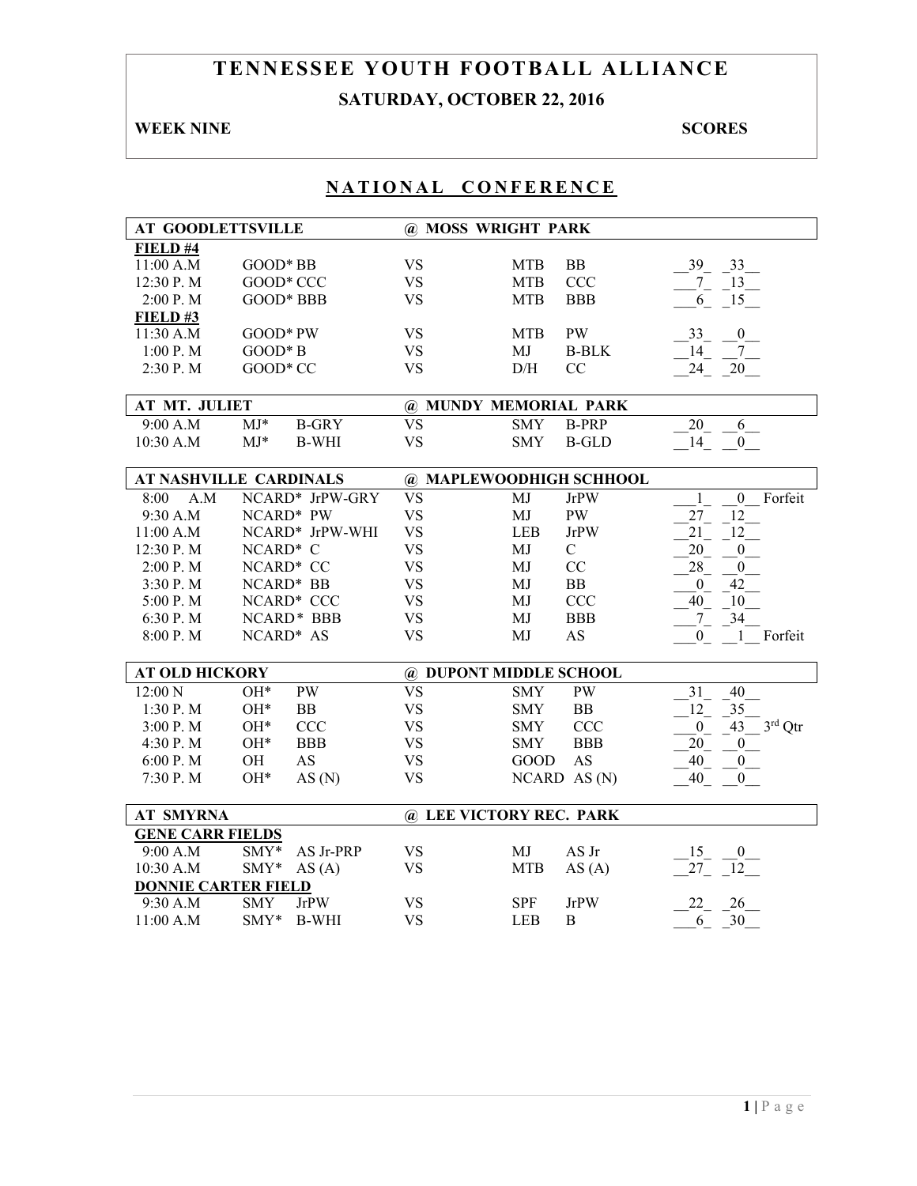# TENNESSEE YOUTH FOOTBALL ALLIANCE

## SATURDAY, OCTOBER 22, 2016

**WEEK NINE** **SCORES**

## NATIONAL CONFERENCE

| AT GOODLETTSVILLE | | | @ MOSS WRIGHT PARK | | | |
|---|---|---|---|---|---|---|
| **FIELD #4** | | | | | | |
| 11:00 A.M | GOOD* BB | | VS | MTB | BB | 39 33 |
| 12:30 P. M | GOOD* CCC | | VS | MTB | CCC | 7 13 |
| 2:00 P. M | GOOD* BBB | | VS | MTB | BBB | 6 15 |
| **FIELD #3** | | | | | | |
| 11:30 A.M | GOOD* PW | | VS | MTB | PW | 33 0 |
| 1:00 P. M | GOOD* B | | VS | MJ | B-BLK | 14 7 |
| 2:30 P. M | GOOD* CC | | VS | D/H | CC | 24 20 |

| AT MT. JULIET | | | @ MUNDY MEMORIAL PARK | | | |
|---|---|---|---|---|---|---|
| 9:00 A.M | MJ* | B-GRY | VS | SMY | B-PRP | 20 6 |
| 10:30 A.M | MJ* | B-WHI | VS | SMY | B-GLD | 14 0 |

| AT NASHVILLE CARDINALS | | | @ MAPLEWOODHIGH SCHHOOL | | | |
|---|---|---|---|---|---|---|
| 8:00 A.M | NCARD* | JrPW-GRY | VS | MJ | JrPW | 1 0 Forfeit |
| 9:30 A.M | NCARD* | PW | VS | MJ | PW | 27 12 |
| 11:00 A.M | NCARD* | JrPW-WHI | VS | LEB | JrPW | 21 12 |
| 12:30 P. M | NCARD* | C | VS | MJ | C | 20 0 |
| 2:00 P. M | NCARD* | CC | VS | MJ | CC | 28 0 |
| 3:30 P. M | NCARD* | BB | VS | MJ | BB | 0 42 |
| 5:00 P. M | NCARD* | CCC | VS | MJ | CCC | 40 10 |
| 6:30 P. M | NCARD* | BBB | VS | MJ | BBB | 7 34 |
| 8:00 P. M | NCARD* | AS | VS | MJ | AS | 0 1 Forfeit |

| AT OLD HICKORY | | | @ DUPONT MIDDLE SCHOOL | | | |
|---|---|---|---|---|---|---|
| 12:00 N | OH* | PW | VS | SMY | PW | 31 40 |
| 1:30 P. M | OH* | BB | VS | SMY | BB | 12 35 |
| 3:00 P. M | OH* | CCC | VS | SMY | CCC | 0 43 3rd Qtr |
| 4:30 P. M | OH* | BBB | VS | SMY | BBB | 20 0 |
| 6:00 P. M | OH | AS | VS | GOOD | AS | 40 0 |
| 7:30 P. M | OH* | AS (N) | VS | NCARD | AS (N) | 40 0 |

| AT SMYRNA | | | @ LEE VICTORY REC. PARK | | | |
|---|---|---|---|---|---|---|
| **GENE CARR FIELDS** | | | | | | |
| 9:00 A.M | SMY* | AS Jr-PRP | VS | MJ | AS Jr | 15 0 |
| 10:30 A.M | SMY* | AS (A) | VS | MTB | AS (A) | 27 12 |
| **DONNIE CARTER FIELD** | | | | | | |
| 9:30 A.M | SMY | JrPW | VS | SPF | JrPW | 22 26 |
| 11:00 A.M | SMY* | B-WHI | VS | LEB | B | 6 30 |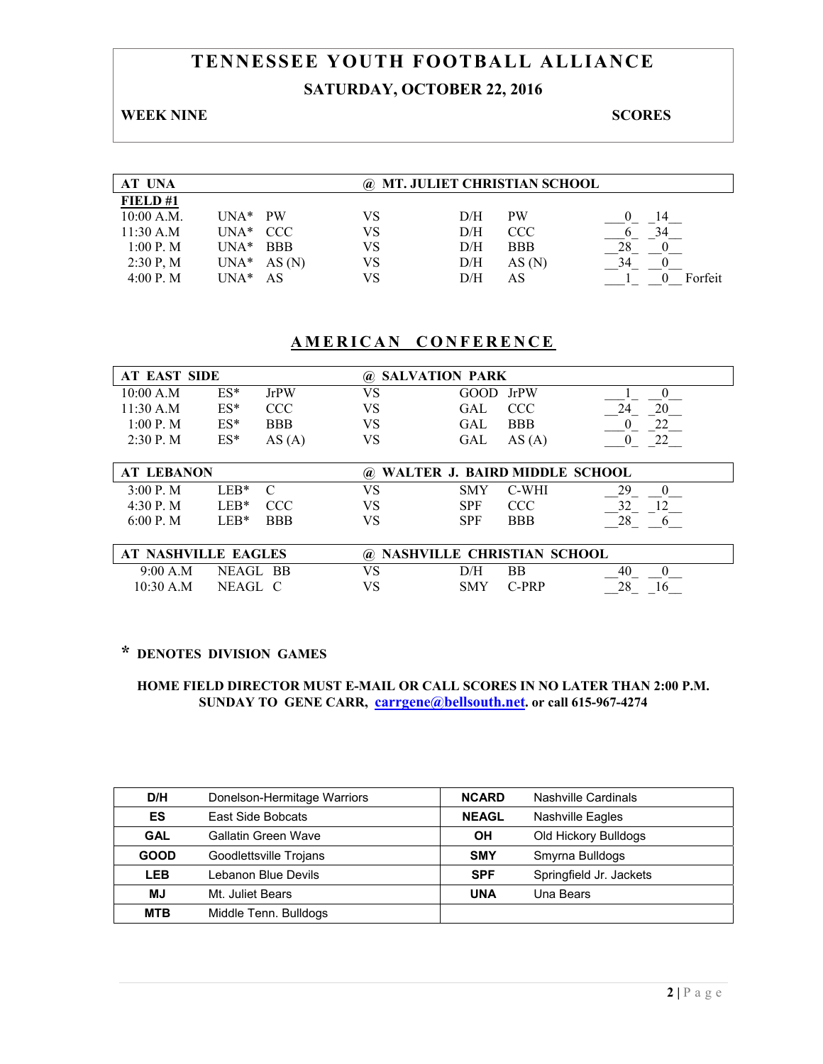# TENNESSEE YOUTH FOOTBALL ALLIANCE

## SATURDAY, OCTOBER 22, 2016

**WEEK NINE** **SCORES**

| AT UNA | | | @ MT. JULIET CHRISTIAN SCHOOL | | | | | |
|---|---|---|---|---|---|---|---|---|
| **FIELD #1** | | | | | | | | |
| 10:00 A.M. | UNA* | PW | VS | D/H | PW | 0 | 14 | |
| 11:30 A.M | UNA* | CCC | VS | D/H | CCC | 6 | 34 | |
| 1:00 P. M | UNA* | BBB | VS | D/H | BBB | 28 | 0 | |
| 2:30 P, M | UNA* | AS (N) | VS | D/H | AS (N) | 34 | 0 | |
| 4:00 P. M | UNA* | AS | VS | D/H | AS | 1 | 0 | Forfeit |

## AMERICAN CONFERENCE

| AT EAST SIDE | | | @ SALVATION PARK | | | | |
|---|---|---|---|---|---|---|---|
| 10:00 A.M | ES* | JrPW | VS | GOOD | JrPW | 1 | 0 |
| 11:30 A.M | ES* | CCC | VS | GAL | CCC | 24 | 20 |
| 1:00 P. M | ES* | BBB | VS | GAL | BBB | 0 | 22 |
| 2:30 P. M | ES* | AS (A) | VS | GAL | AS (A) | 0 | 22 |

| AT LEBANON | | | @ WALTER J. BAIRD MIDDLE SCHOOL | | | | |
|---|---|---|---|---|---|---|---|
| 3:00 P. M | LEB* | C | VS | SMY | C-WHI | 29 | 0 |
| 4:30 P. M | LEB* | CCC | VS | SPF | CCC | 32 | 12 |
| 6:00 P. M | LEB* | BBB | VS | SPF | BBB | 28 | 6 |

| AT NASHVILLE EAGLES | | | @ NASHVILLE CHRISTIAN SCHOOL | | | | |
|---|---|---|---|---|---|---|---|
| 9:00 A.M | NEAGL | BB | VS | D/H | BB | 40 | 0 |
| 10:30 A.M | NEAGL | C | VS | SMY | C-PRP | 28 | 16 |

**\* DENOTES DIVISION GAMES**

**HOME FIELD DIRECTOR MUST E-MAIL OR CALL SCORES IN NO LATER THAN 2:00 P.M. SUNDAY TO GENE CARR, carrgene@bellsouth.net. or call 615-967-4274**

| | | | |
|---|---|---|---|
| **D/H** | Donelson-Hermitage Warriors | **NCARD** | Nashville Cardinals |
| **ES** | East Side Bobcats | **NEAGL** | Nashville Eagles |
| **GAL** | Gallatin Green Wave | **OH** | Old Hickory Bulldogs |
| **GOOD** | Goodlettsville Trojans | **SMY** | Smyrna Bulldogs |
| **LEB** | Lebanon Blue Devils | **SPF** | Springfield Jr. Jackets |
| **MJ** | Mt. Juliet Bears | **UNA** | Una Bears |
| **MTB** | Middle Tenn. Bulldogs | | |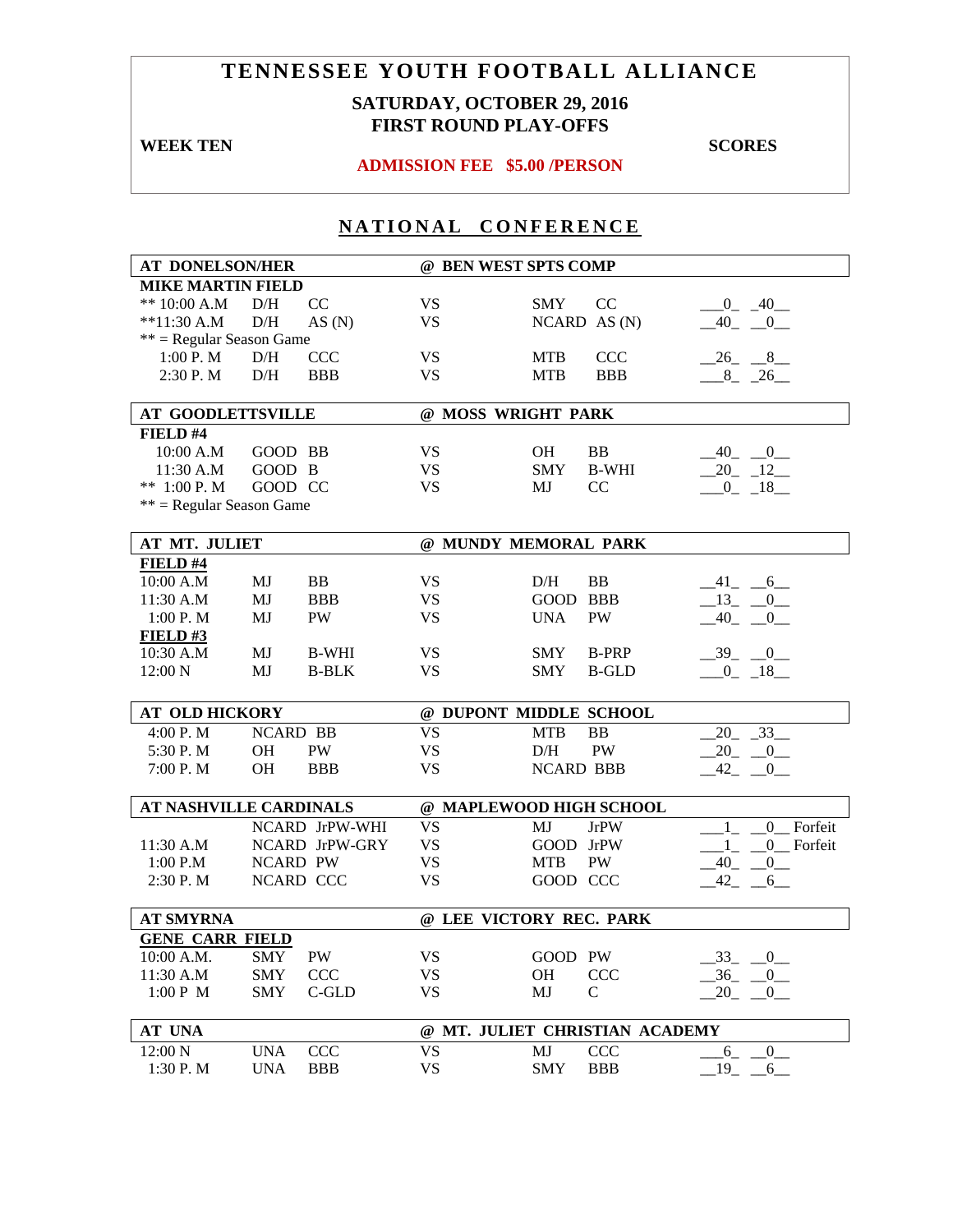# TENNESSEE YOUTH FOOTBALL ALLIANCE

**SATURDAY, OCTOBER 29, 2016**
**FIRST ROUND PLAY-OFFS**

**WEEK TEN** **SCORES**

**ADMISSION FEE $5.00 /PERSON**

## NATIONAL CONFERENCE

| AT DONELSON/HER | | | | @ BEN WEST SPTS COMP | | | |
|---|---|---|---|---|---|---|---|
| **MIKE MARTIN FIELD** | | | | | | | |
| ** 10:00 A.M | D/H | CC | VS | SMY | CC | 0 | 40 |
| **11:30 A.M | D/H | AS (N) | VS | NCARD | AS (N) | 40 | 0 |
| ** = Regular Season Game | | | | | | | |
| 1:00 P. M | D/H | CCC | VS | MTB | CCC | 26 | 8 |
| 2:30 P. M | D/H | BBB | VS | MTB | BBB | 8 | 26 |

| AT GOODLETTSVILLE | | | | @ MOSS WRIGHT PARK | | | |
|---|---|---|---|---|---|---|---|
| **FIELD #4** | | | | | | | |
| 10:00 A.M | GOOD | BB | VS | OH | BB | 40 | 0 |
| 11:30 A.M | GOOD | B | VS | SMY | B-WHI | 20 | 12 |
| ** 1:00 P. M | GOOD | CC | VS | MJ | CC | 0 | 18 |
| ** = Regular Season Game | | | | | | | |

| AT MT. JULIET | | | | @ MUNDY MEMORAL PARK | | | |
|---|---|---|---|---|---|---|---|
| **FIELD #4** | | | | | | | |
| 10:00 A.M | MJ | BB | VS | D/H | BB | 41 | 6 |
| 11:30 A.M | MJ | BBB | VS | GOOD | BBB | 13 | 0 |
| 1:00 P. M | MJ | PW | VS | UNA | PW | 40 | 0 |
| **FIELD #3** | | | | | | | |
| 10:30 A.M | MJ | B-WHI | VS | SMY | B-PRP | 39 | 0 |
| 12:00 N | MJ | B-BLK | VS | SMY | B-GLD | 0 | 18 |

| AT OLD HICKORY | | | | @ DUPONT MIDDLE SCHOOL | | | |
|---|---|---|---|---|---|---|---|
| 4:00 P. M | NCARD | BB | VS | MTB | BB | 20 | 33 |
| 5:30 P. M | OH | PW | VS | D/H | PW | 20 | 0 |
| 7:00 P. M | OH | BBB | VS | NCARD | BBB | 42 | 0 |

| AT NASHVILLE CARDINALS | | | | @ MAPLEWOOD HIGH SCHOOL | | | |
|---|---|---|---|---|---|---|---|
| | NCARD | JrPW-WHI | VS | MJ | JrPW | 1 | 0 Forfeit |
| 11:30 A.M | NCARD | JrPW-GRY | VS | GOOD | JrPW | 1 | 0 Forfeit |
| 1:00 P.M | NCARD | PW | VS | MTB | PW | 40 | 0 |
| 2:30 P. M | NCARD | CCC | VS | GOOD | CCC | 42 | 6 |

| AT SMYRNA | | | | @ LEE VICTORY REC. PARK | | | |
|---|---|---|---|---|---|---|---|
| **GENE CARR FIELD** | | | | | | | |
| 10:00 A.M. | SMY | PW | VS | GOOD | PW | 33 | 0 |
| 11:30 A.M | SMY | CCC | VS | OH | CCC | 36 | 0 |
| 1:00 P M | SMY | C-GLD | VS | MJ | C | 20 | 0 |

| AT UNA | | | | @ MT. JULIET CHRISTIAN ACADEMY | | | |
|---|---|---|---|---|---|---|---|
| 12:00 N | UNA | CCC | VS | MJ | CCC | 6 | 0 |
| 1:30 P. M | UNA | BBB | VS | SMY | BBB | 19 | 6 |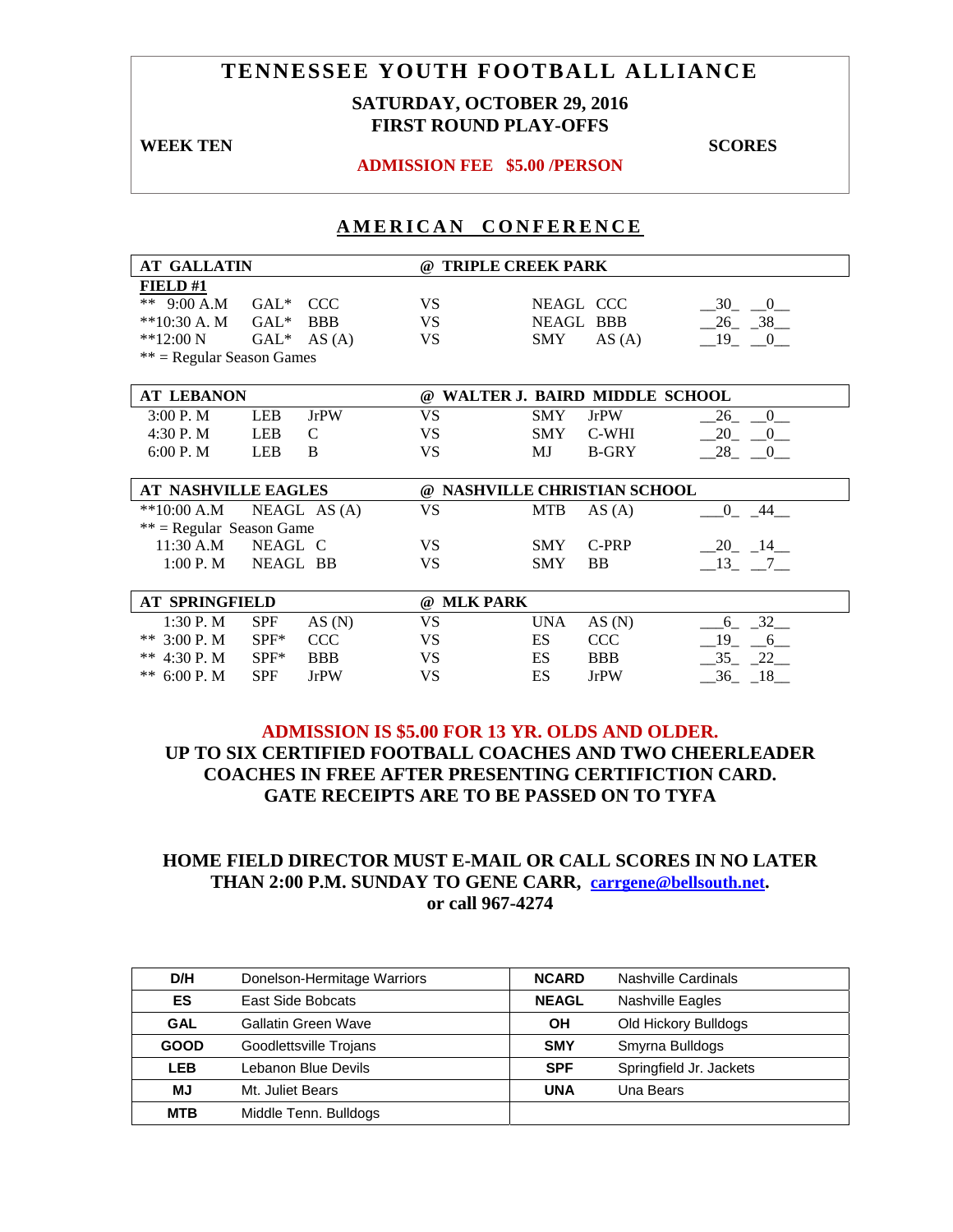# TENNESSEE YOUTH FOOTBALL ALLIANCE

**SATURDAY, OCTOBER 29, 2016**
**FIRST ROUND PLAY-OFFS**

**WEEK TEN** **SCORES**

**ADMISSION FEE $5.00 /PERSON**

## AMERICAN CONFERENCE

| AT GALLATIN | | | | @ TRIPLE CREEK PARK | | | |
|---|---|---|---|---|---|---|---|
| **FIELD #1** | | | | | | | |
| ** 9:00 A.M | GAL* | CCC | VS | NEAGL | CCC | 30 | 0 |
| **10:30 A. M | GAL* | BBB | VS | NEAGL | BBB | 26 | 38 |
| **12:00 N | GAL* | AS (A) | VS | SMY | AS (A) | 19 | 0 |
| ** = Regular Season Games | | | | | | | |

| AT LEBANON | | | | @ WALTER J. BAIRD MIDDLE SCHOOL | | | |
|---|---|---|---|---|---|---|---|
| 3:00 P. M | LEB | JrPW | VS | SMY | JrPW | 26 | 0 |
| 4:30 P. M | LEB | C | VS | SMY | C-WHI | 20 | 0 |
| 6:00 P. M | LEB | B | VS | MJ | B-GRY | 28 | 0 |

| AT NASHVILLE EAGLES | | | | @ NASHVILLE CHRISTIAN SCHOOL | | | |
|---|---|---|---|---|---|---|---|
| **10:00 A.M | NEAGL | AS (A) | VS | MTB | AS (A) | 0 | 44 |
| ** = Regular Season Game | | | | | | | |
| 11:30 A.M | NEAGL | C | VS | SMY | C-PRP | 20 | 14 |
| 1:00 P. M | NEAGL | BB | VS | SMY | BB | 13 | 7 |

| AT SPRINGFIELD | | | | @ MLK PARK | | | |
|---|---|---|---|---|---|---|---|
| 1:30 P. M | SPF | AS (N) | VS | UNA | AS (N) | 6 | 32 |
| ** 3:00 P. M | SPF* | CCC | VS | ES | CCC | 19 | 6 |
| ** 4:30 P. M | SPF* | BBB | VS | ES | BBB | 35 | 22 |
| ** 6:00 P. M | SPF | JrPW | VS | ES | JrPW | 36 | 18 |

**ADMISSION IS $5.00 FOR 13 YR. OLDS AND OLDER.**
**UP TO SIX CERTIFIED FOOTBALL COACHES AND TWO CHEERLEADER COACHES IN FREE AFTER PRESENTING CERTIFICTION CARD.**
**GATE RECEIPTS ARE TO BE PASSED ON TO TYFA**

**HOME FIELD DIRECTOR MUST E-MAIL OR CALL SCORES IN NO LATER THAN 2:00 P.M. SUNDAY TO GENE CARR, carrgene@bellsouth.net. or call 967-4274**

| D/H | Donelson-Hermitage Warriors | NCARD | Nashville Cardinals |
|---|---|---|---|
| ES | East Side Bobcats | NEAGL | Nashville Eagles |
| GAL | Gallatin Green Wave | OH | Old Hickory Bulldogs |
| GOOD | Goodlettsville Trojans | SMY | Smyrna Bulldogs |
| LEB | Lebanon Blue Devils | SPF | Springfield Jr. Jackets |
| MJ | Mt. Juliet Bears | UNA | Una Bears |
| MTB | Middle Tenn. Bulldogs | | |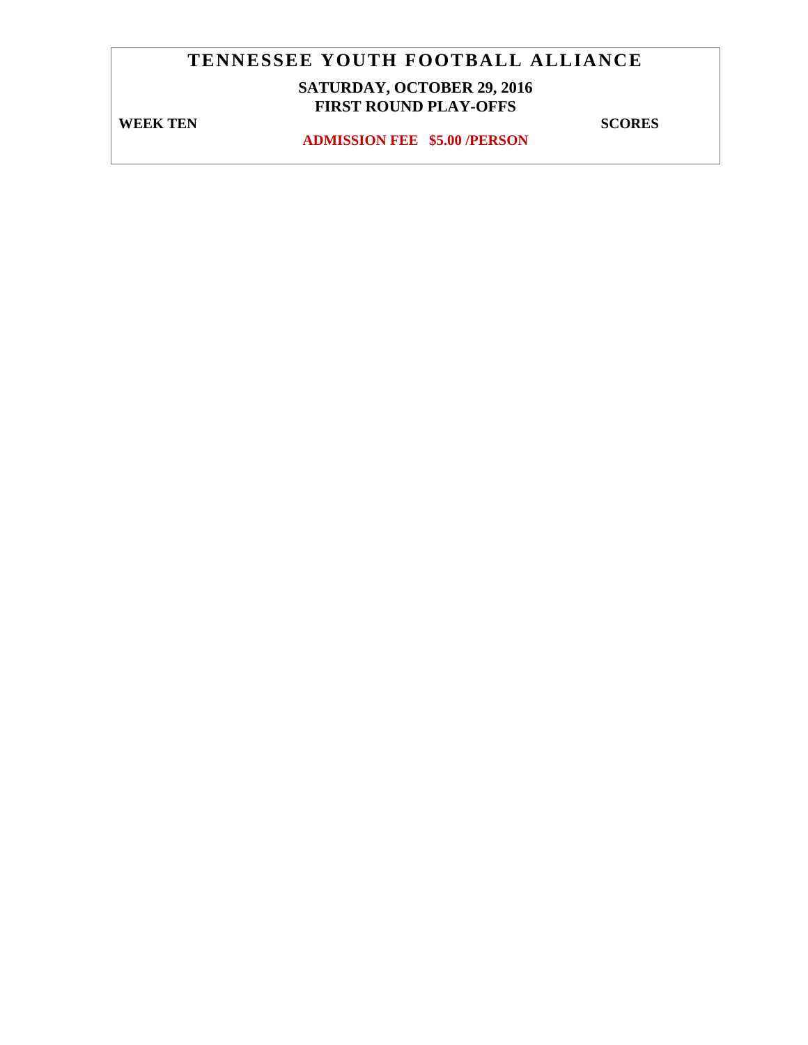# TENNESSEE YOUTH FOOTBALL ALLIANCE

**SATURDAY, OCTOBER 29, 2016**
**FIRST ROUND PLAY-OFFS**

**WEEK TEN** **SCORES**

**ADMISSION FEE $5.00 /PERSON**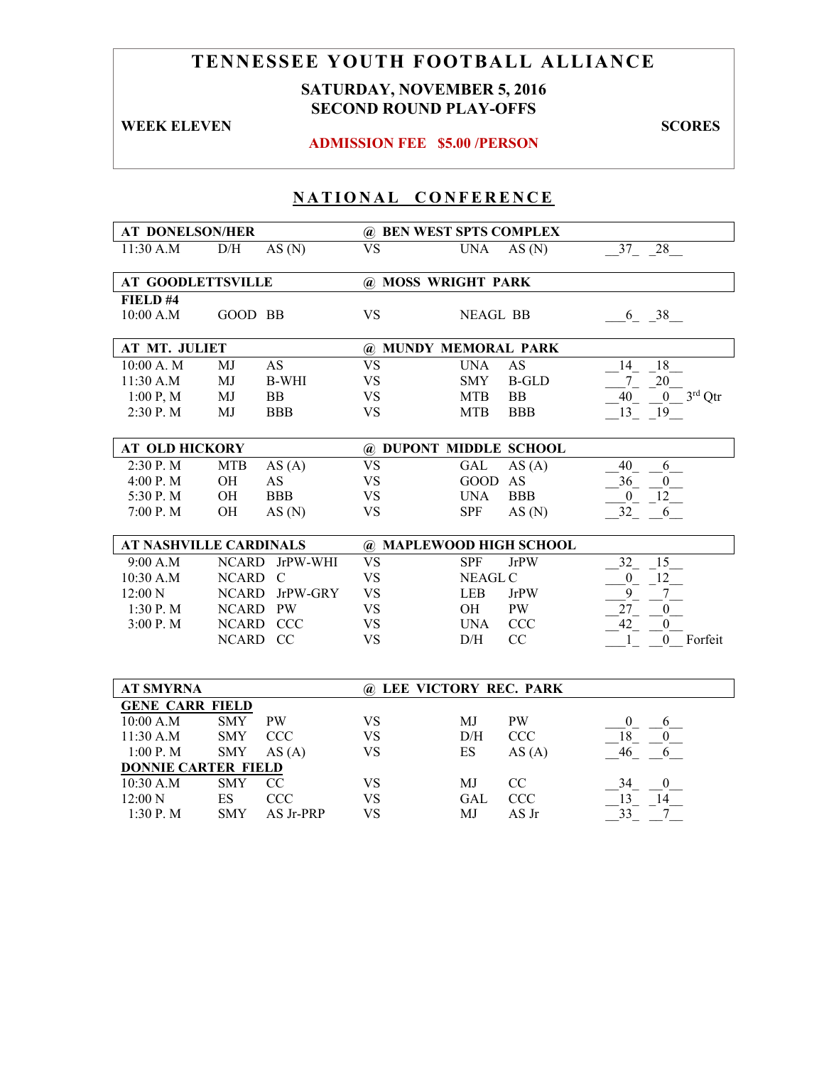# TENNESSEE YOUTH FOOTBALL ALLIANCE

**SATURDAY, NOVEMBER 5, 2016**
**SECOND ROUND PLAY-OFFS**

**WEEK ELEVEN** — **SCORES**

**ADMISSION FEE $5.00 /PERSON**

## NATIONAL CONFERENCE

| AT DONELSON/HER | | | @ BEN WEST SPTS COMPLEX | | | |
|---|---|---|---|---|---|---|
| 11:30 A.M | D/H | AS (N) | VS | UNA | AS (N) | 37 28 |

| AT GOODLETTSVILLE | | | @ MOSS WRIGHT PARK | | | |
|---|---|---|---|---|---|---|
| **FIELD #4** | | | | | | |
| 10:00 A.M | GOOD | BB | VS | NEAGL | BB | 6 38 |

| AT MT. JULIET | | | @ MUNDY MEMORIAL PARK | | | |
|---|---|---|---|---|---|---|
| 10:00 A. M | MJ | AS | VS | UNA | AS | 14 18 |
| 11:30 A.M | MJ | B-WHI | VS | SMY | B-GLD | 7 20 |
| 1:00 P, M | MJ | BB | VS | MTB | BB | 40 0 3rd Qtr |
| 2:30 P. M | MJ | BBB | VS | MTB | BBB | 13 19 |

| AT OLD HICKORY | | | @ DUPONT MIDDLE SCHOOL | | | |
|---|---|---|---|---|---|---|
| 2:30 P. M | MTB | AS (A) | VS | GAL | AS (A) | 40 6 |
| 4:00 P. M | OH | AS | VS | GOOD | AS | 36 0 |
| 5:30 P. M | OH | BBB | VS | UNA | BBB | 0 12 |
| 7:00 P. M | OH | AS (N) | VS | SPF | AS (N) | 32 6 |

| AT NASHVILLE CARDINALS | | | @ MAPLEWOOD HIGH SCHOOL | | | |
|---|---|---|---|---|---|---|
| 9:00 A.M | NCARD | JrPW-WHI | VS | SPF | JrPW | 32 15 |
| 10:30 A.M | NCARD | C | VS | NEAGL | C | 0 12 |
| 12:00 N | NCARD | JrPW-GRY | VS | LEB | JrPW | 9 7 |
| 1:30 P. M | NCARD | PW | VS | OH | PW | 27 0 |
| 3:00 P. M | NCARD | CCC | VS | UNA | CCC | 42 0 |
| | NCARD | CC | VS | D/H | CC | 1 0 Forfeit |

| AT SMYRNA | | | @ LEE VICTORY REC. PARK | | | |
|---|---|---|---|---|---|---|
| **GENE CARR FIELD** | | | | | | |
| 10:00 A.M | SMY | PW | VS | MJ | PW | 0 6 |
| 11:30 A.M | SMY | CCC | VS | D/H | CCC | 18 0 |
| 1:00 P. M | SMY | AS (A) | VS | ES | AS (A) | 46 6 |
| **DONNIE CARTER FIELD** | | | | | | |
| 10:30 A.M | SMY | CC | VS | MJ | CC | 34 0 |
| 12:00 N | ES | CCC | VS | GAL | CCC | 13 14 |
| 1:30 P. M | SMY | AS Jr-PRP | VS | MJ | AS Jr | 33 7 |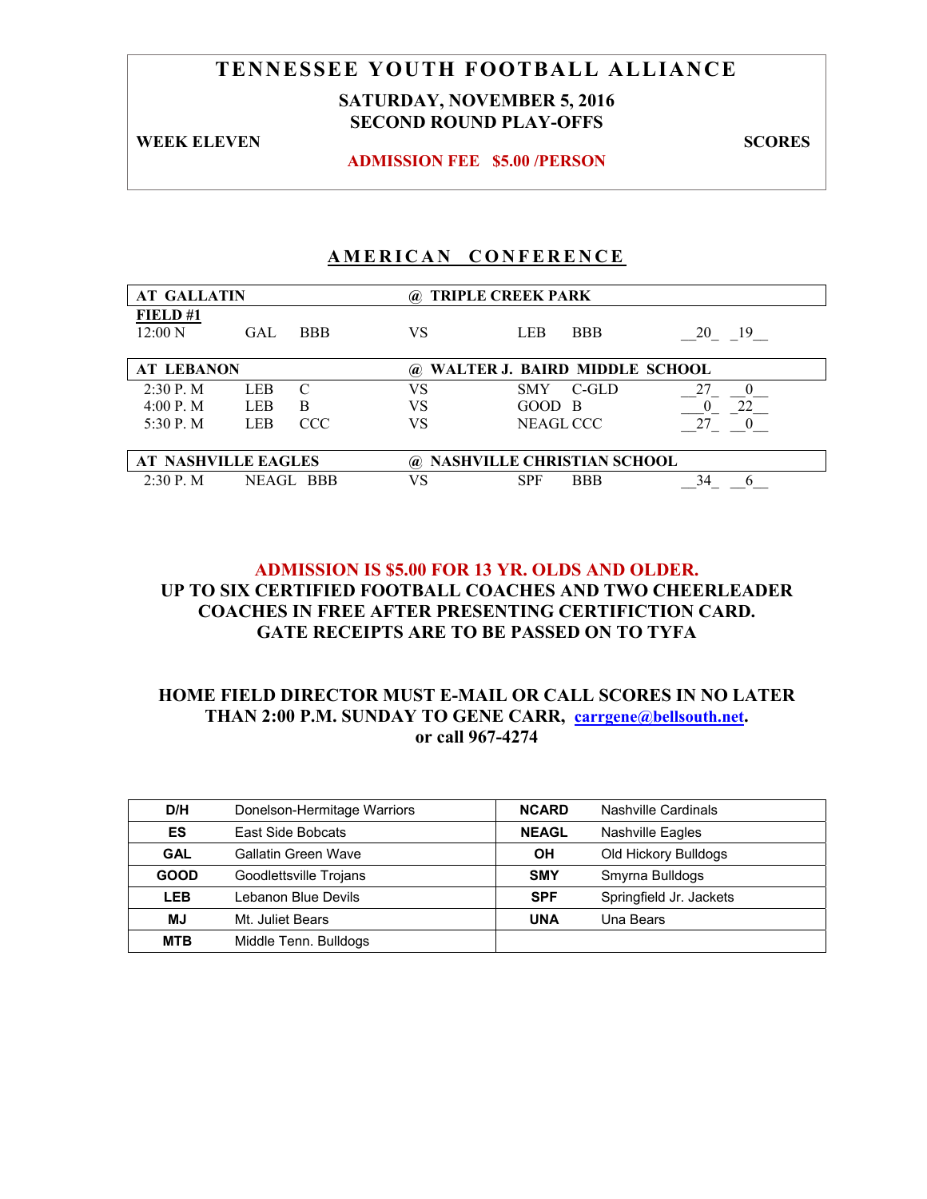# TENNESSEE YOUTH FOOTBALL ALLIANCE

**SATURDAY, NOVEMBER 5, 2016**
**SECOND ROUND PLAY-OFFS**

**WEEK ELEVEN** | **SCORES**

**ADMISSION FEE $5.00 /PERSON**

## AMERICAN CONFERENCE

| AT GALLATIN | | | @ TRIPLE CREEK PARK | | | |
|---|---|---|---|---|---|---|
| **FIELD #1** | | | | | | |
| 12:00 N | GAL | BBB | VS | LEB | BBB | __20_ _19__ |
| **AT LEBANON** | | | **@ WALTER J. BAIRD MIDDLE SCHOOL** | | | |
| 2:30 P. M | LEB | C | VS | SMY | C-GLD | __27_ __0__ |
| 4:00 P. M | LEB | B | VS | GOOD | B | __0_ _22__ |
| 5:30 P. M | LEB | CCC | VS | NEAGL | CCC | __27_ __0__ |
| **AT NASHVILLE EAGLES** | | | **@ NASHVILLE CHRISTIAN SCHOOL** | | | |
| 2:30 P. M | NEAGL | BBB | VS | SPF | BBB | __34_ __6__ |

**ADMISSION IS $5.00 FOR 13 YR. OLDS AND OLDER.**
**UP TO SIX CERTIFIED FOOTBALL COACHES AND TWO CHEERLEADER COACHES IN FREE AFTER PRESENTING CERTIFICTION CARD.**
**GATE RECEIPTS ARE TO BE PASSED ON TO TYFA**

**HOME FIELD DIRECTOR MUST E-MAIL OR CALL SCORES IN NO LATER THAN 2:00 P.M. SUNDAY TO GENE CARR, carrgene@bellsouth.net. or call 967-4274**

| | | | |
|---|---|---|---|
| **D/H** | Donelson-Hermitage Warriors | **NCARD** | Nashville Cardinals |
| **ES** | East Side Bobcats | **NEAGL** | Nashville Eagles |
| **GAL** | Gallatin Green Wave | **OH** | Old Hickory Bulldogs |
| **GOOD** | Goodlettsville Trojans | **SMY** | Smyrna Bulldogs |
| **LEB** | Lebanon Blue Devils | **SPF** | Springfield Jr. Jackets |
| **MJ** | Mt. Juliet Bears | **UNA** | Una Bears |
| **MTB** | Middle Tenn. Bulldogs | | |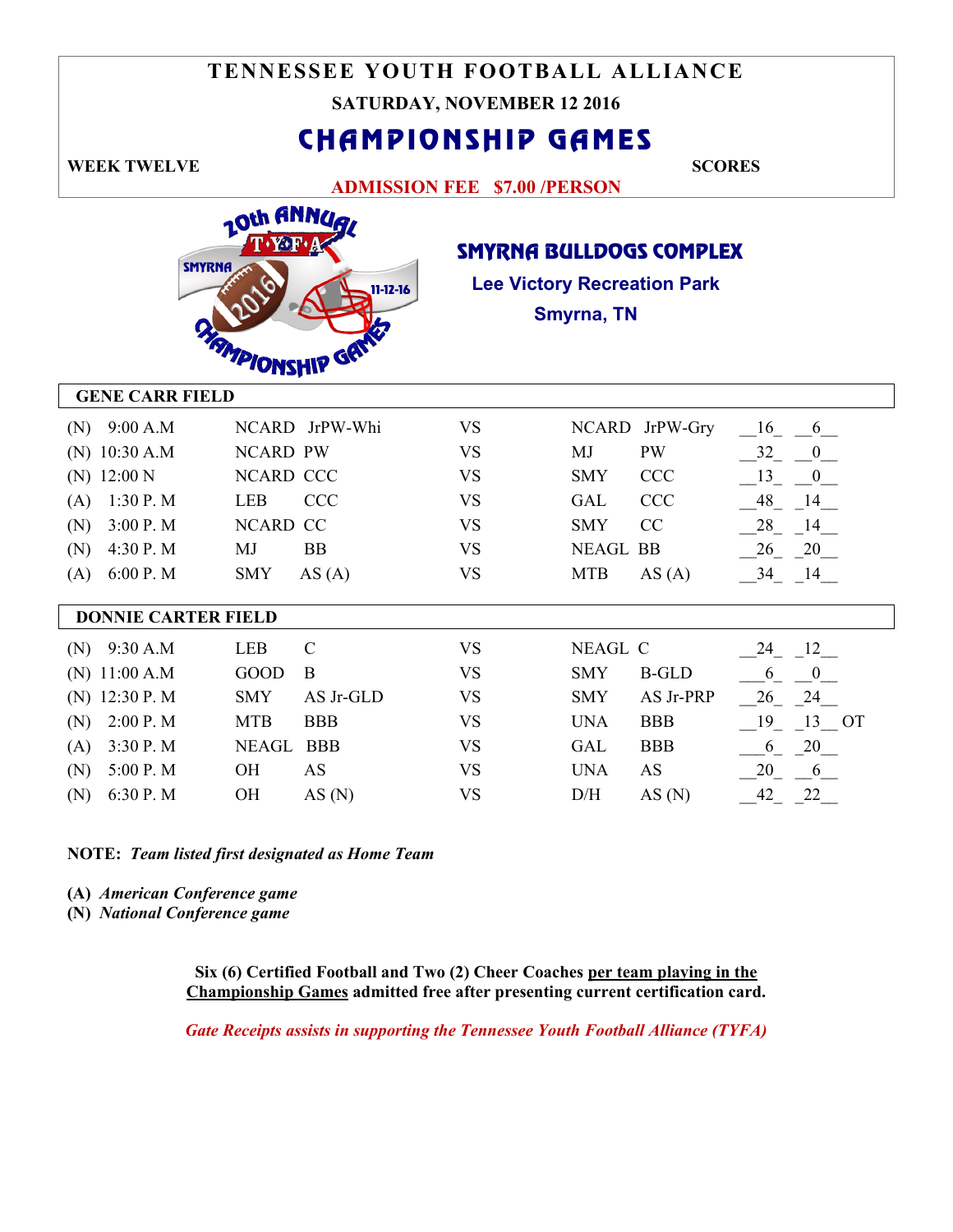# TENNESSEE YOUTH FOOTBALL ALLIANCE

**SATURDAY, NOVEMBER 12 2016**

# CHAMPIONSHIP GAMES

**WEEK TWELVE** **SCORES**

**ADMISSION FEE $7.00 /PERSON**

20th ANNUAL TYFA SMYRNA 2016 11-12-16 CHAMPIONSHIP GAMES

**SMYRNA BULLDOGS COMPLEX**

**Lee Victory Recreation Park**

**Smyrna, TN**

### GENE CARR FIELD

| | | | | | | | | |
|---|---|---|---|---|---|---|---|---|
| (N) | 9:00 A.M | NCARD | JrPW-Whi | VS | NCARD | JrPW-Gry | 16 | 6 |
| (N) | 10:30 A.M | NCARD | PW | VS | MJ | PW | 32 | 0 |
| (N) | 12:00 N | NCARD | CCC | VS | SMY | CCC | 13 | 0 |
| (A) | 1:30 P. M | LEB | CCC | VS | GAL | CCC | 48 | 14 |
| (N) | 3:00 P. M | NCARD | CC | VS | SMY | CC | 28 | 14 |
| (N) | 4:30 P. M | MJ | BB | VS | NEAGL | BB | 26 | 20 |
| (A) | 6:00 P. M | SMY | AS (A) | VS | MTB | AS (A) | 34 | 14 |

### DONNIE CARTER FIELD

| | | | | | | | | | |
|---|---|---|---|---|---|---|---|---|---|
| (N) | 9:30 A.M | LEB | C | VS | NEAGL | C | 24 | 12 | |
| (N) | 11:00 A.M | GOOD | B | VS | SMY | B-GLD | 6 | 0 | |
| (N) | 12:30 P. M | SMY | AS Jr-GLD | VS | SMY | AS Jr-PRP | 26 | 24 | |
| (N) | 2:00 P. M | MTB | BBB | VS | UNA | BBB | 19 | 13 | OT |
| (A) | 3:30 P. M | NEAGL | BBB | VS | GAL | BBB | 6 | 20 | |
| (N) | 5:00 P. M | OH | AS | VS | UNA | AS | 20 | 6 | |
| (N) | 6:30 P. M | OH | AS (N) | VS | D/H | AS (N) | 42 | 22 | |

**NOTE:** ***Team listed first designated as Home Team***

**(A)** ***American Conference game***
**(N)** ***National Conference game***

**Six (6) Certified Football and Two (2) Cheer Coaches per team playing in the Championship Games admitted free after presenting current certification card.**

***Gate Receipts assists in supporting the Tennessee Youth Football Alliance (TYFA)***